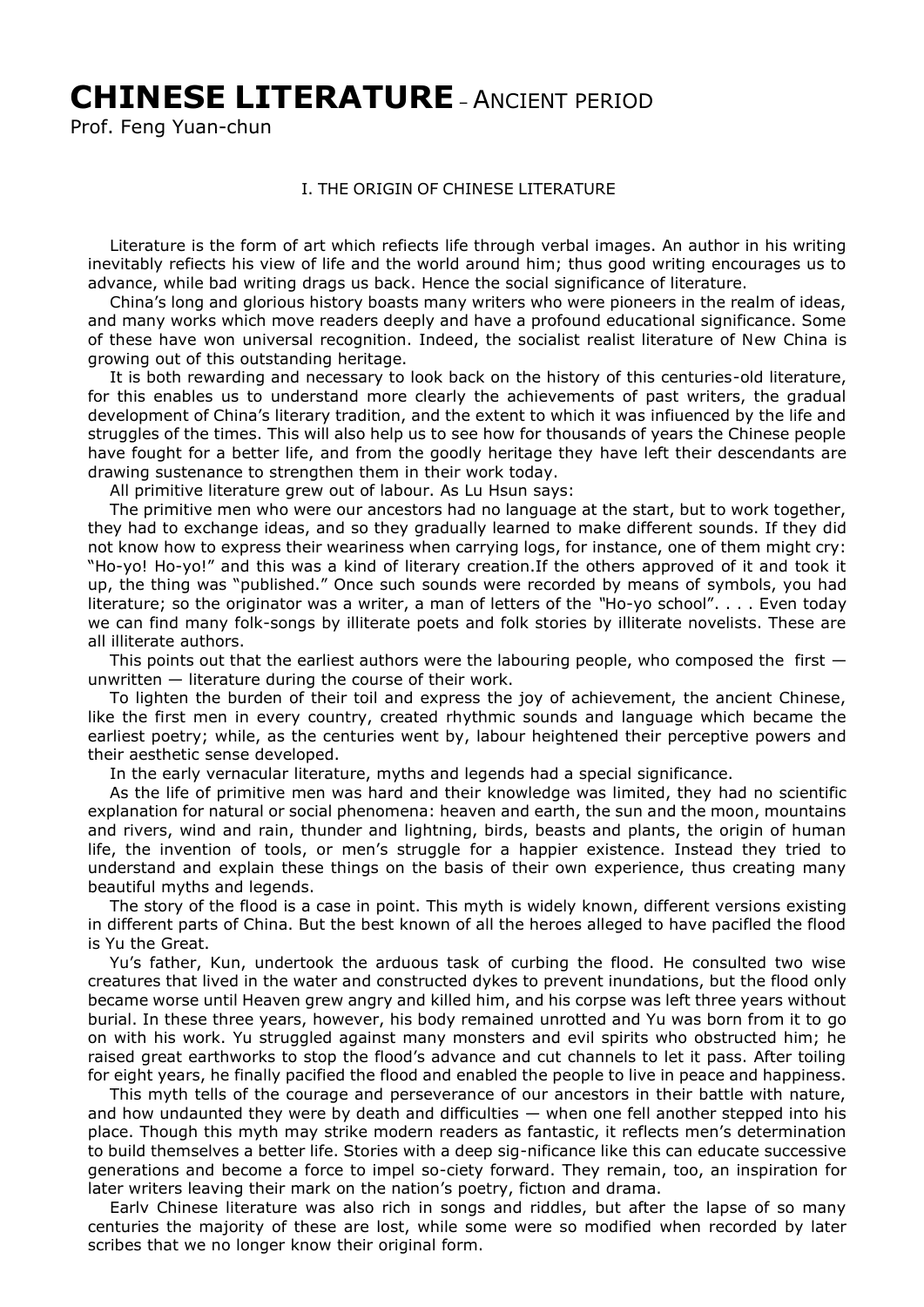# **CHINESE LITERATURE** – ANCIENT PERIOD

Prof. Feng Yuan-chun

## I. THE ORIGIN OF CHINESE LITERATURE

Literature is the form of art which reflects life through verbal images. An author in his writing inevitably reflects his view of life and the world around him; thus good writing encourages us to advance, while bad writing drags us back. Hence the social significance of literature.

China's long and glorious history boasts many writers who were pioneers in the realm of ideas, and many works which move readers deeply and have a profound educational significance. Some of these have won universal recognition. Indeed, the socialist realist literature of New China is growing out of this outstanding heritage.

It is both rewarding and necessary to look back on the history of this centuries-old literature, for this enables us to understand more clearly the achievements of past writers, the gradual development of China's literary tradition, and the extent to which it was influenced by the life and struggles of the times. This will also help us to see how for thousands of years the Chinese people have fought for a better life, and from the goodly heritage they have left their descendants are drawing sustenance to strengthen them in their work today.

All primitive literature grew out of labour. As Lu Hsun says:

The primitive men who were our ancestors had no language at the start, but to work together, they had to exchange ideas, and so they gradually learned to make different sounds. If they did not know how to express their weariness when carrying logs, for instance, one of them might cry: "Ho-yo! Ho-yo!" and this was a kind of literary creation.If the others approved of it and took it up, the thing was "published." Once such sounds were recorded by means of symbols, you had literature; so the originator was a writer, a man of letters of the "Ho-yo school". . . . Even today we can find many folk-songs by illiterate poets and folk stories by illiterate novelists. These are all illiterate authors.

This points out that the earliest authors were the labouring people, who composed the first — unwritten — literature during the course of their work.

To lighten the burden of their toil and express the joy of achievement, the ancient Chinese, like the first men in every country, created rhythmic sounds and language which became the earliest poetry; while, as the centuries went by, labour heightened their perceptive powers and their aesthetic sense developed.

In the early vernacular literature, myths and legends had a special significance.

As the life of primitive men was hard and their knowledge was limited, they had no scientific explanation for natural or social phenomena: heaven and earth, the sun and the moon, mountains and rivers, wind and rain, thunder and lightning, birds, beasts and plants, the origin of human life, the invention of tools, or men's struggle for a happier existence. Instead they tried to understand and explain these things on the basis of their own experience, thus creating many beautiful myths and legends.

The story of the flood is a case in point. This myth is widely known, different versions existing in different parts of China. But the best known of all the heroes alleged to have pacified the flood is Yu the Great.

Yu's father, Kun, undertook the arduous task of curbing the flood. He consulted two wise creatures that lived in the water and constructed dykes to prevent inundations, but the flood only became worse until Heaven grew angry and killed him, and his corpse was left three years without burial. In these three years, however, his body remained unrotted and Yu was born from it to go on with his work. Yu struggled against many monsters and evil spirits who obstructed him; he raised great earthworks to stop the flood's advance and cut channels to let it pass. After toiling for eight years, he finally pacified the flood and enabled the people to live in peace and happiness.

This myth tells of the courage and perseverance of our ancestors in their battle with nature, and how undaunted they were by death and difficulties — when one fell another stepped into his place. Though this myth may strike modern readers as fantastic, it reflects men's determination to build themselves a better life. Stories with a deep sig-nificance like this can educate successive generations and become a force to impel so-ciety forward. They remain, too, an inspiration for later writers leaving their mark on the nation's poetry, fiction and drama.

Early Chinese literature was also rich in songs and riddles, but after the lapse of so many centuries the majority of these are lost, while some were so modified when recorded by later scribes that we no longer know their original form.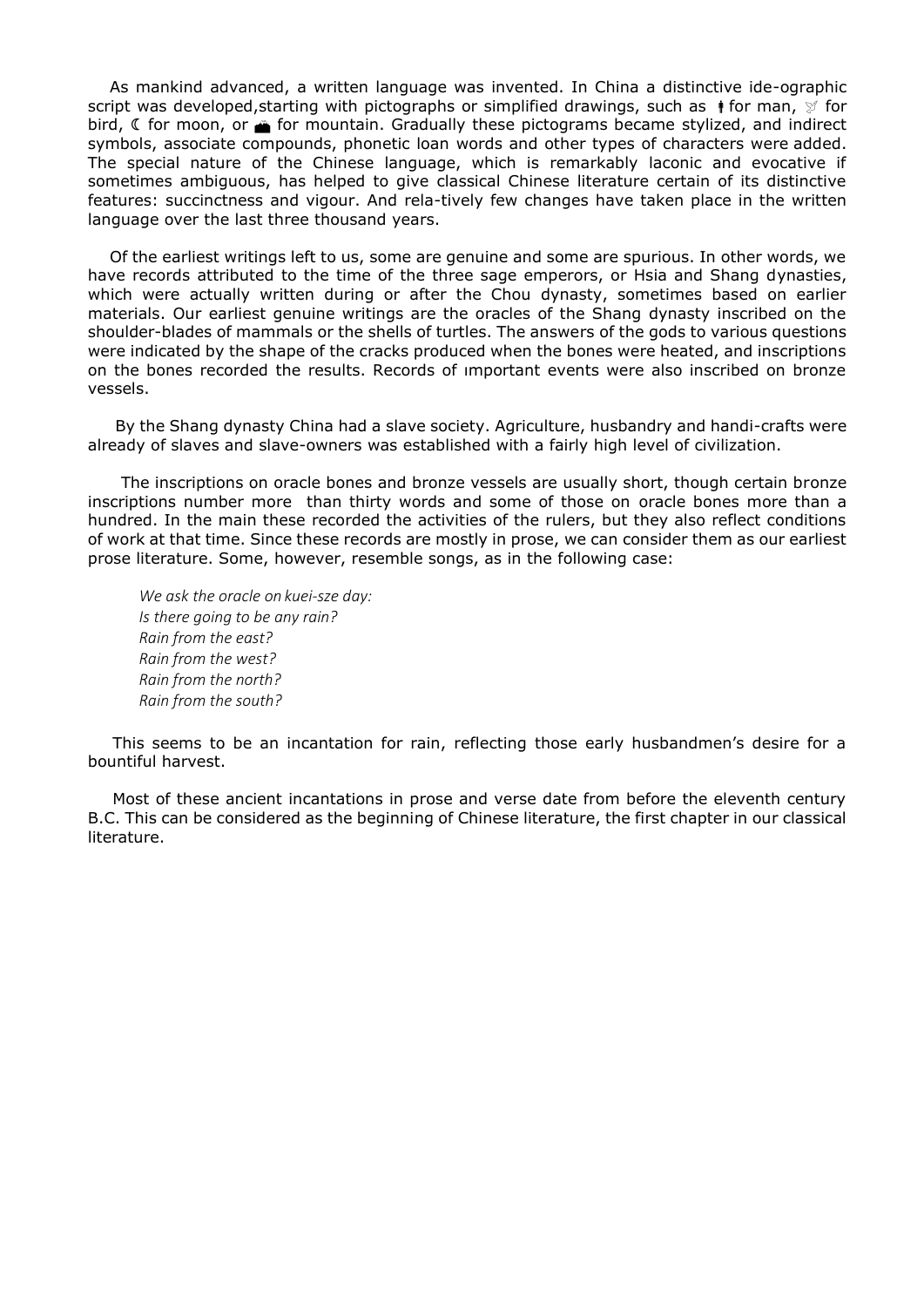As mankind advanced, a written language was invented. In China a distinctive ide-ographic script was developed,starting with pictographs or simplified drawings, such as ⍿ for man, ⍼ for bird, ☾ for moon, or ⛰ for mountain. Gradually these pictograms became stylized, and indirect symbols, associate compounds, phonetic loan words and other types of characters were added. The special nature of the Chinese language, which is remarkably laconic and evocative if sometimes ambiguous, has helped to give classical Chinese literature certain of its distinctive features: succinctness and vigour. And rela-tively few changes have taken place in the written language over the last three thousand years.

Of the earliest writings left to us, some are genuine and some are spurious. In other words, we have records attributed to the time of the three sage emperors, or Hsia and Shang dynasties, which were actually written during or after the Chou dynasty, sometimes based on earlier materials. Our earliest genuine writings are the oracles of the Shang dynasty inscribed on the shoulder-blades of mammals or the shells of turtles. The answers of the gods to various questions were indicated by the shape of the cracks produced when the bones were heated, and inscriptions on the bones recorded the results. Records of ımportant events were also inscribed on bronze vessels.

By the Shang dynasty China had a slave society. Agriculture, husbandry and handi-crafts were already of slaves and slave-owners was established with a fairly high level of civilization.

The inscriptions on oracle bones and bronze vessels are usually short, though certain bronze inscriptions number more than thirty words and some of those on oracle bones more than a hundred. In the main these recorded the activities of the rulers, but they also reflect conditions of work at that time. Since these records are mostly in prose, we can consider them as our earliest prose literature. Some, however, resemble songs, as in the following case:

*We ask the oracle on kuei-sze day:*
*Is there going to be any rain?*
*Rain from the east?*
*Rain from the west?*
*Rain from the north?*
*Rain from the south?*

This seems to be an incantation for rain, reflecting those early husbandmen's desire for a bountiful harvest.

Most of these ancient incantations in prose and verse date from before the eleventh century B.C. This can be considered as the beginning of Chinese literature, the first chapter in our classical literature.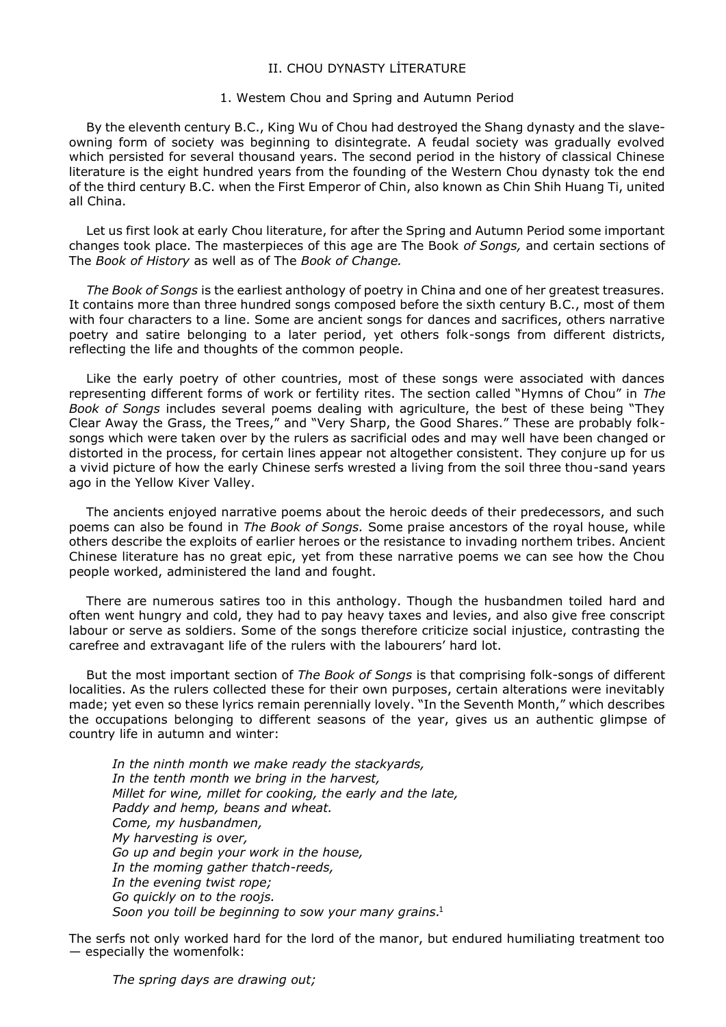## II. CHOU DYNASTY LİTERATURE

### 1. Westem Chou and Spring and Autumn Period

By the eleventh century B.C., King Wu of Chou had destroyed the Shang dynasty and the slave-owning form of society was beginning to disintegrate. A feudal society was gradually evolved which persisted for several thousand years. The second period in the history of classical Chinese literature is the eight hundred years from the founding of the Western Chou dynasty tok the end of the third century B.C. when the First Emperor of Chin, also known as Chin Shih Huang Ti, united all China.

Let us first look at early Chou literature, for after the Spring and Autumn Period some important changes took place. The masterpieces of this age are The Book *of Songs,* and certain sections of The *Book of History* as well as of The *Book of Change.*

*The Book of Songs* is the earliest anthology of poetry in China and one of her greatest treasures. It contains more than three hundred songs composed before the sixth century B.C., most of them with four characters to a line. Some are ancient songs for dances and sacrifices, others narrative poetry and satire belonging to a later period, yet others folk-songs from different districts, reflecting the life and thoughts of the common people.

Like the early poetry of other countries, most of these songs were associated with dances representing different forms of work or fertility rites. The section called "Hymns of Chou" in *The Book of Songs* includes several poems dealing with agriculture, the best of these being "They Clear Away the Grass, the Trees," and "Very Sharp, the Good Shares." These are probably folk-songs which were taken over by the rulers as sacrificial odes and may well have been changed or distorted in the process, for certain lines appear not altogether consistent. They conjure up for us a vivid picture of how the early Chinese serfs wrested a living from the soil three thou-sand years ago in the Yellow Kiver Valley.

The ancients enjoyed narrative poems about the heroic deeds of their predecessors, and such poems can also be found in *The Book of Songs.* Some praise ancestors of the royal house, while others describe the exploits of earlier heroes or the resistance to invading northem tribes. Ancient Chinese literature has no great epic, yet from these narrative poems we can see how the Chou people worked, administered the land and fought.

There are numerous satires too in this anthology. Though the husbandmen toiled hard and often went hungry and cold, they had to pay heavy taxes and levies, and also give free conscript labour or serve as soldiers. Some of the songs therefore criticize social injustice, contrasting the carefree and extravagant life of the rulers with the labourers' hard lot.

But the most important section of *The Book of Songs* is that comprising folk-songs of different localities. As the rulers collected these for their own purposes, certain alterations were inevitably made; yet even so these lyrics remain perennially lovely. "In the Seventh Month," which describes the occupations belonging to different seasons of the year, gives us an authentic glimpse of country life in autumn and winter:

> *In the ninth month we make ready the stackyards,*
> *In the tenth month we bring in the harvest,*
> *Millet for wine, millet for cooking, the early and the late,*
> *Paddy and hemp, beans and wheat.*
> *Come, my husbandmen,*
> *My harvesting is over,*
> *Go up and begin your work in the house,*
> *In the moming gather thatch-reeds,*
> *In the evening twist rope;*
> *Go quickly on to the roojs.*
> *Soon you toill be beginning to sow your many grains.*[1]

The serfs not only worked hard for the lord of the manor, but endured humiliating treatment too — especially the womenfolk:

> *The spring days are drawing out;*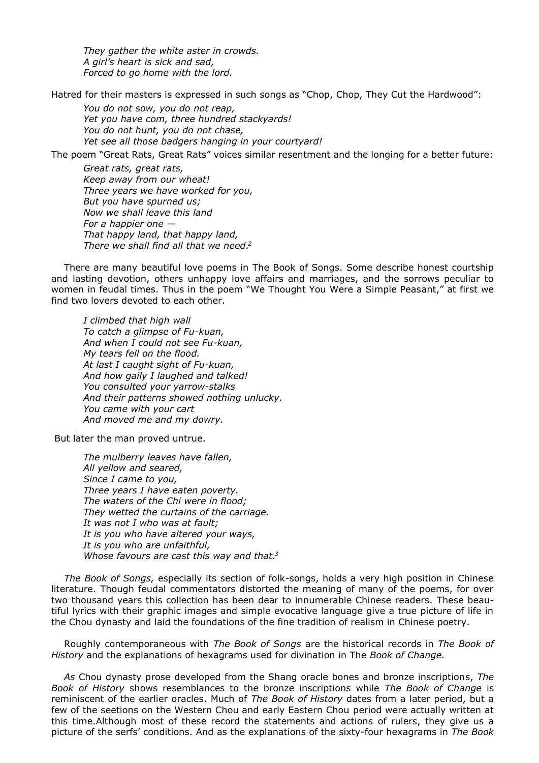*They gather the white aster in crowds.*
*A girl's heart is sick and sad,*
*Forced to go home with the lord.*

Hatred for their masters is expressed in such songs as "Chop, Chop, They Cut the Hardwood":

*You do not sow, you do not reap,*
*Yet you have com, three hundred stackyards!*
*You do not hunt, you do not chase,*
*Yet see all those badgers hanging in your courtyard!*

The poem "Great Rats, Great Rats" voices similar resentment and the longing for a better future:

*Great rats, great rats,*
*Keep away from our wheat!*
*Three years we have worked for you,*
*But you have spurned us;*
*Now we shall leave this land*
*For a happier one —*
*That happy land, that happy land,*
*There we shall find all that we need.*[2]

There are many beautiful love poems in The Book of Songs. Some describe honest courtship and lasting devotion, others unhappy love affairs and marriages, and the sorrows peculiar to women in feudal times. Thus in the poem "We Thought You Were a Simple Peasant," at first we find two lovers devoted to each other.

*I climbed that high wall*
*To catch a glimpse of Fu-kuan,*
*And when I could not see Fu-kuan,*
*My tears fell on the flood.*
*At last I caught sight of Fu-kuan,*
*And how gaily I laughed and talked!*
*You consulted your yarrow-stalks*
*And their patterns showed nothing unlucky.*
*You came with your cart*
*And moved me and my dowry.*

But later the man proved untrue.

*The mulberry leaves have fallen,*
*All yellow and seared,*
*Since I came to you,*
*Three years I have eaten poverty.*
*The waters of the Chi were in flood;*
*They wetted the curtains of the carriage.*
*It was not I who was at fault;*
*It is you who have altered your ways,*
*It is you who are unfaithful,*
*Whose favours are cast this way and that.*[3]

*The Book of Songs,* especially its section of folk-songs, holds a very high position in Chinese literature. Though feudal commentators distorted the meaning of many of the poems, for over two thousand years this collection has been dear to innumerable Chinese readers. These beautiful lyrics with their graphic images and simple evocative language give a true picture of life in the Chou dynasty and laid the foundations of the fine tradition of realism in Chinese poetry.

Roughly contemporaneous with *The Book of Songs* are the historical records in *The Book of History* and the explanations of hexagrams used for divination in The *Book of Change.*

*As* Chou dynasty prose developed from the Shang oracle bones and bronze inscriptions, *The Book of History* shows resemblances to the bronze inscriptions while *The Book of Change* is reminiscent of the earlier oracles. Much of *The Book of History* dates from a later period, but a few of the seetions on the Western Chou and early Eastern Chou period were actually written at this time.Although most of these record the statements and actions of rulers, they give us a picture of the serfs' conditions. And as the explanations of the sixty-four hexagrams in *The Book*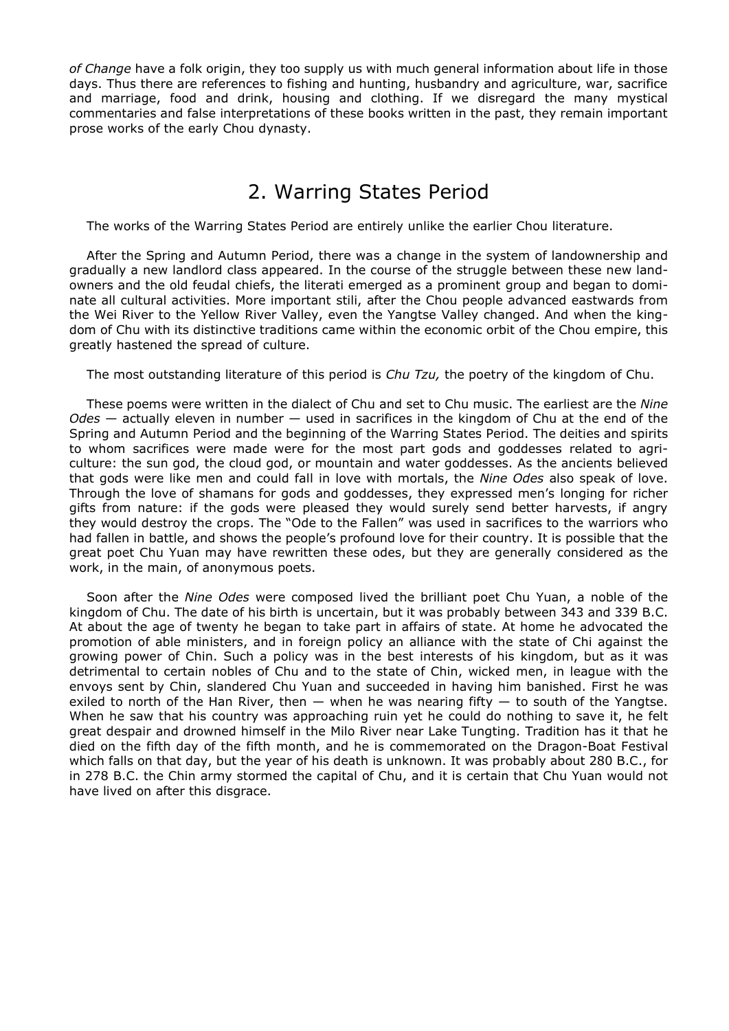*of Change* have a folk origin, they too supply us with much general information about life in those days. Thus there are references to fishing and hunting, husbandry and agriculture, war, sacrifice and marriage, food and drink, housing and clothing. If we disregard the many mystical commentaries and false interpretations of these books written in the past, they remain important prose works of the early Chou dynasty.

## 2. Warring States Period

The works of the Warring States Period are entirely unlike the earlier Chou literature.

After the Spring and Autumn Period, there was a change in the system of landownership and gradually a new landlord class appeared. In the course of the struggle between these new landowners and the old feudal chiefs, the literati emerged as a prominent group and began to dominate all cultural activities. More important stili, after the Chou people advanced eastwards from the Wei River to the Yellow River Valley, even the Yangtse Valley changed. And when the kingdom of Chu with its distinctive traditions came within the economic orbit of the Chou empire, this greatly hastened the spread of culture.

The most outstanding literature of this period is *Chu Tzu,* the poetry of the kingdom of Chu.

These poems were written in the dialect of Chu and set to Chu music. The earliest are the *Nine Odes* — actually eleven in number — used in sacrifices in the kingdom of Chu at the end of the Spring and Autumn Period and the beginning of the Warring States Period. The deities and spirits to whom sacrifices were made were for the most part gods and goddesses related to agriculture: the sun god, the cloud god, or mountain and water goddesses. As the ancients believed that gods were like men and could fall in love with mortals, the *Nine Odes* also speak of love. Through the love of shamans for gods and goddesses, they expressed men's longing for richer gifts from nature: if the gods were pleased they would surely send better harvests, if angry they would destroy the crops. The "Ode to the Fallen" was used in sacrifices to the warriors who had fallen in battle, and shows the people's profound love for their country. It is possible that the great poet Chu Yuan may have rewritten these odes, but they are generally considered as the work, in the main, of anonymous poets.

Soon after the *Nine Odes* were composed lived the brilliant poet Chu Yuan, a noble of the kingdom of Chu. The date of his birth is uncertain, but it was probably between 343 and 339 B.C. At about the age of twenty he began to take part in affairs of state. At home he advocated the promotion of able ministers, and in foreign policy an alliance with the state of Chi against the growing power of Chin. Such a policy was in the best interests of his kingdom, but as it was detrimental to certain nobles of Chu and to the state of Chin, wicked men, in league with the envoys sent by Chin, slandered Chu Yuan and succeeded in having him banished. First he was exiled to north of the Han River, then — when he was nearing fifty — to south of the Yangtse. When he saw that his country was approaching ruin yet he could do nothing to save it, he felt great despair and drowned himself in the Milo River near Lake Tungting. Tradition has it that he died on the fifth day of the fifth month, and he is commemorated on the Dragon-Boat Festival which falls on that day, but the year of his death is unknown. It was probably about 280 B.C., for in 278 B.C. the Chin army stormed the capital of Chu, and it is certain that Chu Yuan would not have lived on after this disgrace.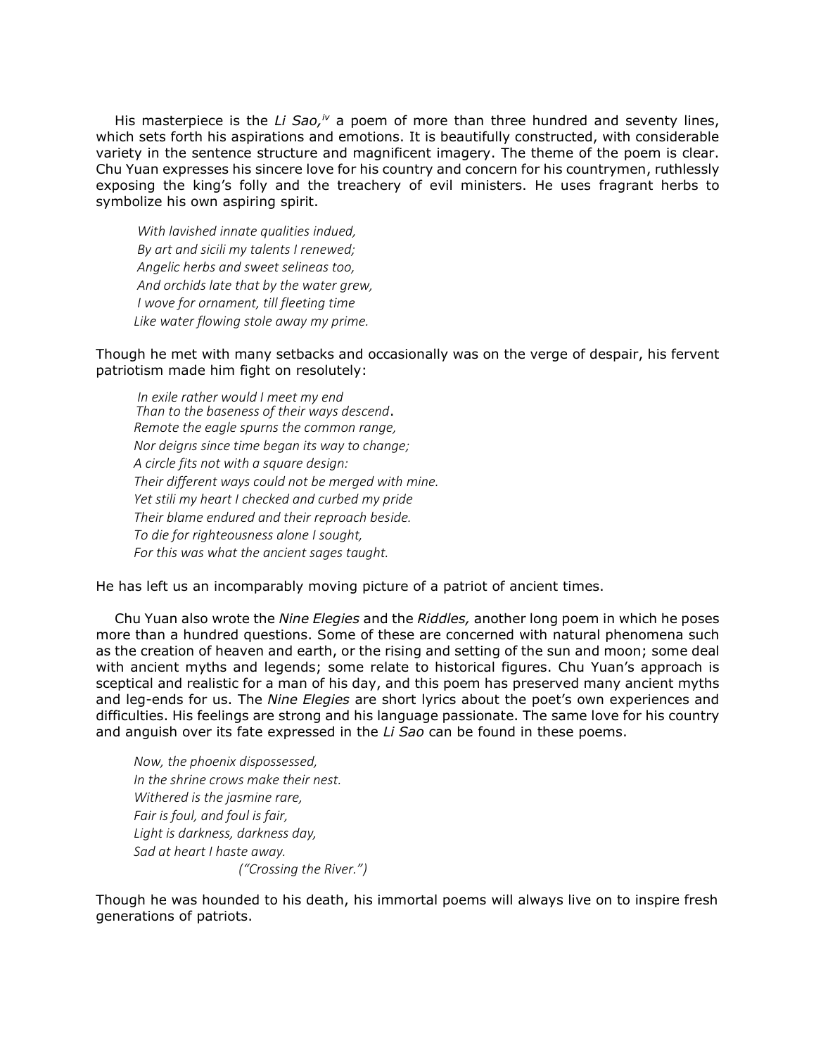His masterpiece is the *Li Sao,*[iv] a poem of more than three hundred and seventy lines, which sets forth his aspirations and emotions. It is beautifully constructed, with considerable variety in the sentence structure and magnificent imagery. The theme of the poem is clear. Chu Yuan expresses his sincere love for his country and concern for his countrymen, ruthlessly exposing the king's folly and the treachery of evil ministers. He uses fragrant herbs to symbolize his own aspiring spirit.

> *With lavished innate qualities indued,*
> *By art and sicili my talents I renewed;*
> *Angelic herbs and sweet selineas too,*
> *And orchids late that by the water grew,*
> *I wove for ornament, till fleeting time*
> *Like water flowing stole away my prime.*

Though he met with many setbacks and occasionally was on the verge of despair, his fervent patriotism made him fight on resolutely:

> *In exile rather would I meet my end*
> *Than to the baseness of their ways descend.*
> *Remote the eagle spurns the common range,*
> *Nor deigrıs since time began its way to change;*
> *A circle fits not with a square design:*
> *Their different ways could not be merged with mine.*
> *Yet stili my heart I checked and curbed my pride*
> *Their blame endured and their reproach beside.*
> *To die for righteousness alone I sought,*
> *For this was what the ancient sages taught.*

He has left us an incomparably moving picture of a patriot of ancient times.

Chu Yuan also wrote the *Nine Elegies* and the *Riddles,* another long poem in which he poses more than a hundred questions. Some of these are concerned with natural phenomena such as the creation of heaven and earth, or the rising and setting of the sun and moon; some deal with ancient myths and legends; some relate to historical figures. Chu Yuan's approach is sceptical and realistic for a man of his day, and this poem has preserved many ancient myths and leg-ends for us. The *Nine Elegies* are short lyrics about the poet's own experiences and difficulties. His feelings are strong and his language passionate. The same love for his country and anguish over its fate expressed in the *Li Sao* can be found in these poems.

> *Now, the phoenix dispossessed,*
> *In the shrine crows make their nest.*
> *Withered is the jasmine rare,*
> *Fair is foul, and foul is fair,*
> *Light is darkness, darkness day,*
> *Sad at heart I haste away.*
>
> *("Crossing the River.")*

Though he was hounded to his death, his immortal poems will always live on to inspire fresh generations of patriots.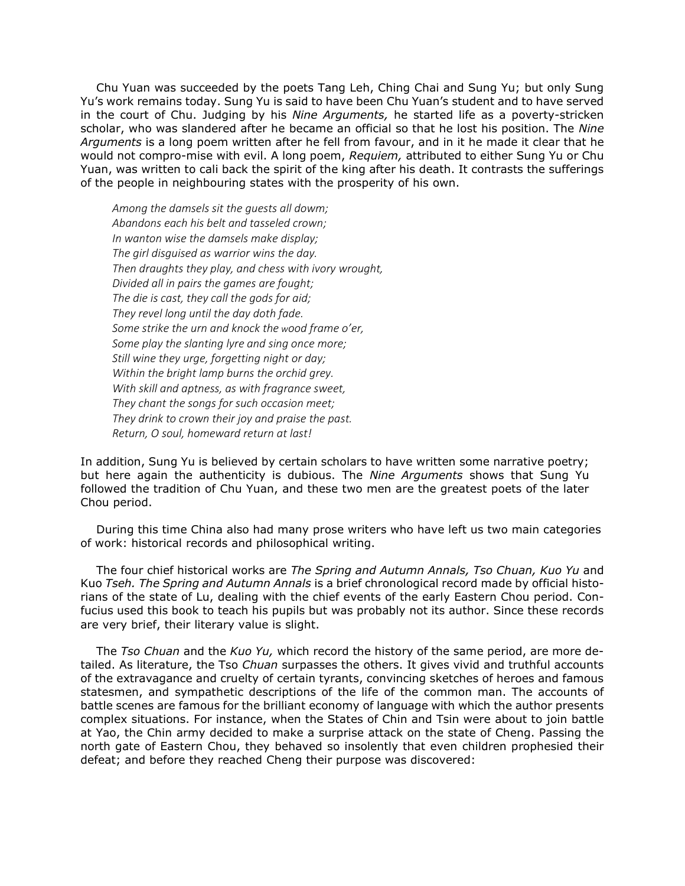Chu Yuan was succeeded by the poets Tang Leh, Ching Chai and Sung Yu; but only Sung Yu's work remains today. Sung Yu is said to have been Chu Yuan's student and to have served in the court of Chu. Judging by his *Nine Arguments,* he started life as a poverty-stricken scholar, who was slandered after he became an official so that he lost his position. The *Nine Arguments* is a long poem written after he fell from favour, and in it he made it clear that he would not compro-mise with evil. A long poem, *Requiem,* attributed to either Sung Yu or Chu Yuan, was written to cali back the spirit of the king after his death. It contrasts the sufferings of the people in neighbouring states with the prosperity of his own.

> *Among the damsels sit the guests all dowm;*
> *Abandons each his belt and tasseled crown;*
> *In wanton wise the damsels make display;*
> *The girl disguised as warrior wins the day.*
> *Then draughts they play, and chess with ivory wrought,*
> *Divided all in pairs the games are fought;*
> *The die is cast, they call the gods for aid;*
> *They revel long until the day doth fade.*
> *Some strike the urn and knock the wood frame o'er,*
> *Some play the slanting lyre and sing once more;*
> *Still wine they urge, forgetting night or day;*
> *Within the bright lamp burns the orchid grey.*
> *With skill and aptness, as with fragrance sweet,*
> *They chant the songs for such occasion meet;*
> *They drink to crown their joy and praise the past.*
> *Return, O soul, homeward return at last!*

In addition, Sung Yu is believed by certain scholars to have written some narrative poetry; but here again the authenticity is dubious. The *Nine Arguments* shows that Sung Yu followed the tradition of Chu Yuan, and these two men are the greatest poets of the later Chou period.

During this time China also had many prose writers who have left us two main categories of work: historical records and philosophical writing.

The four chief historical works are *The Spring and Autumn Annals, Tso Chuan, Kuo Yu* and Kuo *Tseh. The Spring and Autumn Annals* is a brief chronological record made by official histo-rians of the state of Lu, dealing with the chief events of the early Eastern Chou period. Con-fucius used this book to teach his pupils but was probably not its author. Since these records are very brief, their literary value is slight.

The *Tso Chuan* and the *Kuo Yu,* which record the history of the same period, are more de-tailed. As literature, the Tso *Chuan* surpasses the others. It gives vivid and truthful accounts of the extravagance and cruelty of certain tyrants, convincing sketches of heroes and famous statesmen, and sympathetic descriptions of the life of the common man. The accounts of battle scenes are famous for the brilliant economy of language with which the author presents complex situations. For instance, when the States of Chin and Tsin were about to join battle at Yao, the Chin army decided to make a surprise attack on the state of Cheng. Passing the north gate of Eastern Chou, they behaved so insolently that even children prophesied their defeat; and before they reached Cheng their purpose was discovered: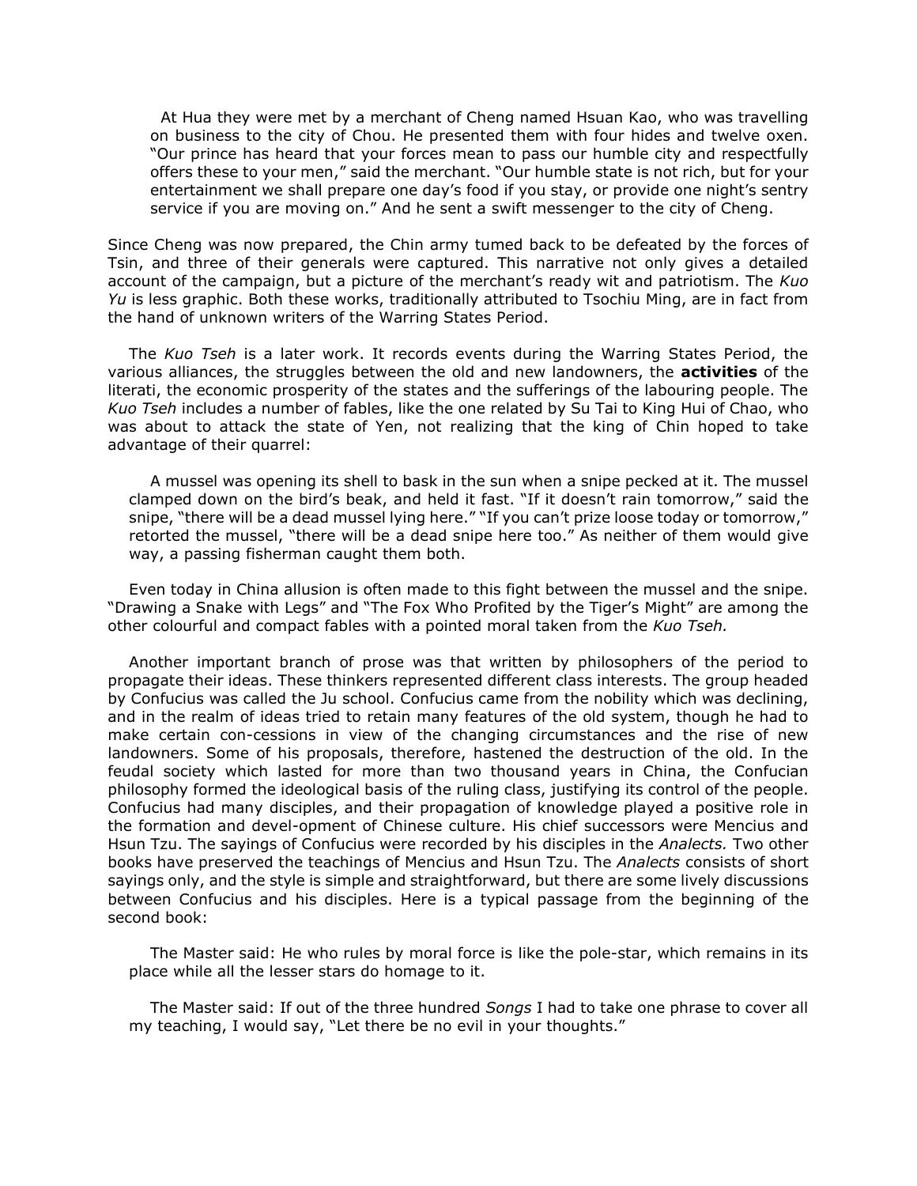At Hua they were met by a merchant of Cheng named Hsuan Kao, who was travelling on business to the city of Chou. He presented them with four hides and twelve oxen. "Our prince has heard that your forces mean to pass our humble city and respectfully offers these to your men," said the merchant. "Our humble state is not rich, but for your entertainment we shall prepare one day's food if you stay, or provide one night's sentry service if you are moving on." And he sent a swift messenger to the city of Cheng.

Since Cheng was now prepared, the Chin army tumed back to be defeated by the forces of Tsin, and three of their generals were captured. This narrative not only gives a detailed account of the campaign, but a picture of the merchant's ready wit and patriotism. The *Kuo Yu* is less graphic. Both these works, traditionally attributed to Tsochiu Ming, are in fact from the hand of unknown writers of the Warring States Period.

The *Kuo Tseh* is a later work. It records events during the Warring States Period, the various alliances, the struggles between the old and new landowners, the **activities** of the literati, the economic prosperity of the states and the sufferings of the labouring people. The *Kuo Tseh* includes a number of fables, like the one related by Su Tai to King Hui of Chao, who was about to attack the state of Yen, not realizing that the king of Chin hoped to take advantage of their quarrel:

> A mussel was opening its shell to bask in the sun when a snipe pecked at it. The mussel clamped down on the bird's beak, and held it fast. "If it doesn't rain tomorrow," said the snipe, "there will be a dead mussel lying here." "If you can't prize loose today or tomorrow," retorted the mussel, "there will be a dead snipe here too." As neither of them would give way, a passing fisherman caught them both.

Even today in China allusion is often made to this fight between the mussel and the snipe. "Drawing a Snake with Legs" and "The Fox Who Profited by the Tiger's Might" are among the other colourful and compact fables with a pointed moral taken from the *Kuo Tseh.*

Another important branch of prose was that written by philosophers of the period to propagate their ideas. These thinkers represented different class interests. The group headed by Confucius was called the Ju school. Confucius came from the nobility which was declining, and in the realm of ideas tried to retain many features of the old system, though he had to make certain con-cessions in view of the changing circumstances and the rise of new landowners. Some of his proposals, therefore, hastened the destruction of the old. In the feudal society which lasted for more than two thousand years in China, the Confucian philosophy formed the ideological basis of the ruling class, justifying its control of the people. Confucius had many disciples, and their propagation of knowledge played a positive role in the formation and devel-opment of Chinese culture. His chief successors were Mencius and Hsun Tzu. The sayings of Confucius were recorded by his disciples in the *Analects.* Two other books have preserved the teachings of Mencius and Hsun Tzu. The *Analects* consists of short sayings only, and the style is simple and straightforward, but there are some lively discussions between Confucius and his disciples. Here is a typical passage from the beginning of the second book:

> The Master said: He who rules by moral force is like the pole-star, which remains in its place while all the lesser stars do homage to it.
>
> The Master said: If out of the three hundred *Songs* I had to take one phrase to cover all my teaching, I would say, "Let there be no evil in your thoughts."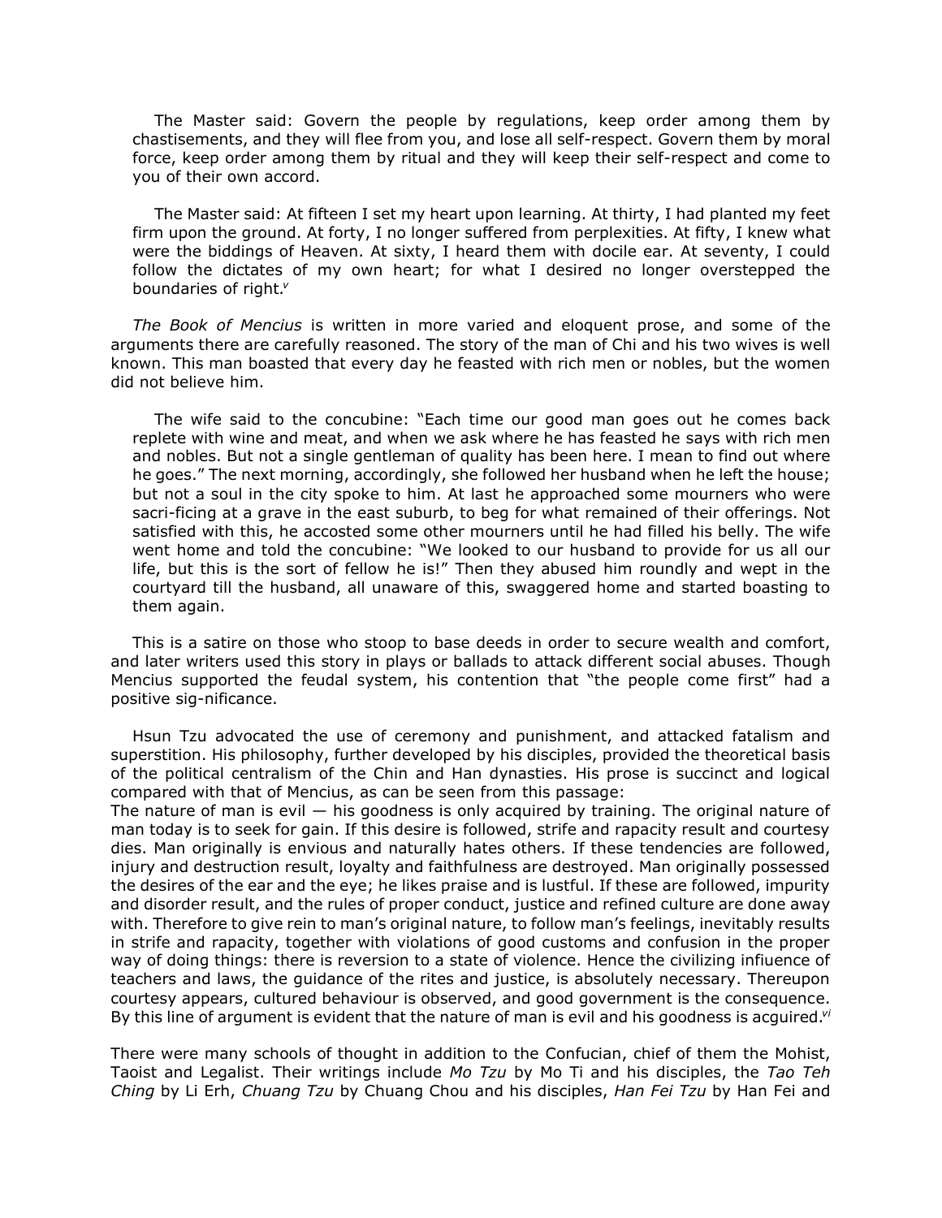The Master said: Govern the people by regulations, keep order among them by chastisements, and they will flee from you, and lose all self-respect. Govern them by moral force, keep order among them by ritual and they will keep their self-respect and come to you of their own accord.

The Master said: At fifteen I set my heart upon learning. At thirty, I had planted my feet firm upon the ground. At forty, I no longer suffered from perplexities. At fifty, I knew what were the biddings of Heaven. At sixty, I heard them with docile ear. At seventy, I could follow the dictates of my own heart; for what I desired no longer overstepped the boundaries of right.[v]

*The Book of Mencius* is written in more varied and eloquent prose, and some of the arguments there are carefully reasoned. The story of the man of Chi and his two wives is well known. This man boasted that every day he feasted with rich men or nobles, but the women did not believe him.

The wife said to the concubine: "Each time our good man goes out he comes back replete with wine and meat, and when we ask where he has feasted he says with rich men and nobles. But not a single gentleman of quality has been here. I mean to find out where he goes." The next morning, accordingly, she followed her husband when he left the house; but not a soul in the city spoke to him. At last he approached some mourners who were sacri-ficing at a grave in the east suburb, to beg for what remained of their offerings. Not satisfied with this, he accosted some other mourners until he had filled his belly. The wife went home and told the concubine: "We looked to our husband to provide for us all our life, but this is the sort of fellow he is!" Then they abused him roundly and wept in the courtyard till the husband, all unaware of this, swaggered home and started boasting to them again.

This is a satire on those who stoop to base deeds in order to secure wealth and comfort, and later writers used this story in plays or ballads to attack different social abuses. Though Mencius supported the feudal system, his contention that "the people come first" had a positive sig-nificance.

Hsun Tzu advocated the use of ceremony and punishment, and attacked fatalism and superstition. His philosophy, further developed by his disciples, provided the theoretical basis of the political centralism of the Chin and Han dynasties. His prose is succinct and logical compared with that of Mencius, as can be seen from this passage:

The nature of man is evil — his goodness is only acquired by training. The original nature of man today is to seek for gain. If this desire is followed, strife and rapacity result and courtesy dies. Man originally is envious and naturally hates others. If these tendencies are followed, injury and destruction result, loyalty and faithfulness are destroyed. Man originally possessed the desires of the ear and the eye; he likes praise and is lustful. If these are followed, impurity and disorder result, and the rules of proper conduct, justice and refined culture are done away with. Therefore to give rein to man's original nature, to follow man's feelings, inevitably results in strife and rapacity, together with violations of good customs and confusion in the proper way of doing things: there is reversion to a state of violence. Hence the civilizing infiuence of teachers and laws, the guidance of the rites and justice, is absolutely necessary. Thereupon courtesy appears, cultured behaviour is observed, and good government is the consequence. By this line of argument is evident that the nature of man is evil and his goodness is acguired.[vi]

There were many schools of thought in addition to the Confucian, chief of them the Mohist, Taoist and Legalist. Their writings include *Mo Tzu* by Mo Ti and his disciples, the *Tao Teh Ching* by Li Erh, *Chuang Tzu* by Chuang Chou and his disciples, *Han Fei Tzu* by Han Fei and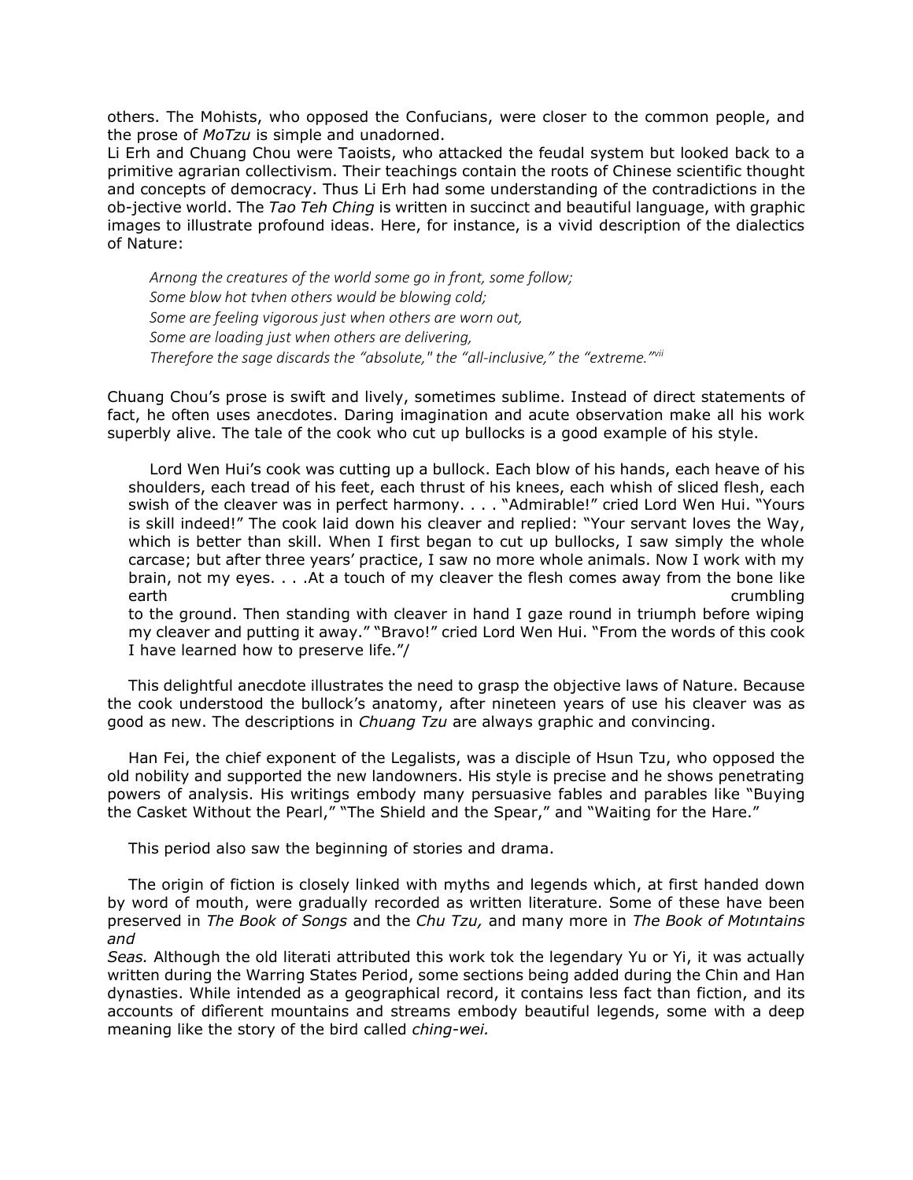others. The Mohists, who opposed the Confucians, were closer to the common people, and the prose of *MoTzu* is simple and unadorned.
Li Erh and Chuang Chou were Taoists, who attacked the feudal system but looked back to a primitive agrarian collectivism. Their teachings contain the roots of Chinese scientific thought and concepts of democracy. Thus Li Erh had some understanding of the contradictions in the ob-jective world. The *Tao Teh Ching* is written in succinct and beautiful language, with graphic images to illustrate profound ideas. Here, for instance, is a vivid description of the dialectics of Nature:

> *Arnong the creatures of the world some go in front, some follow;*
> *Some blow hot tvhen others would be blowing cold;*
> *Some are feeling vigorous just when others are worn out,*
> *Some are loading just when others are delivering,*
> *Therefore the sage discards the "absolute," the "all-inclusive," the "extreme."*[vii]

Chuang Chou's prose is swift and lively, sometimes sublime. Instead of direct statements of fact, he often uses anecdotes. Daring imagination and acute observation make all his work superbly alive. The tale of the cook who cut up bullocks is a good example of his style.

> Lord Wen Hui's cook was cutting up a bullock. Each blow of his hands, each heave of his shoulders, each tread of his feet, each thrust of his knees, each whish of sliced flesh, each swish of the cleaver was in perfect harmony. . . . "Admirable!" cried Lord Wen Hui. "Yours is skill indeed!" The cook laid down his cleaver and replied: "Your servant loves the Way, which is better than skill. When I first began to cut up bullocks, I saw simply the whole carcase; but after three years' practice, I saw no more whole animals. Now I work with my brain, not my eyes. . . .At a touch of my cleaver the flesh comes away from the bone like earth crumbling to the ground. Then standing with cleaver in hand I gaze round in triumph before wiping my cleaver and putting it away." "Bravo!" cried Lord Wen Hui. "From the words of this cook I have learned how to preserve life."/

This delightful anecdote illustrates the need to grasp the objective laws of Nature. Because the cook understood the bullock's anatomy, after nineteen years of use his cleaver was as good as new. The descriptions in *Chuang Tzu* are always graphic and convincing.

Han Fei, the chief exponent of the Legalists, was a disciple of Hsun Tzu, who opposed the old nobility and supported the new landowners. His style is precise and he shows penetrating powers of analysis. His writings embody many persuasive fables and parables like "Buying the Casket Without the Pearl," "The Shield and the Spear," and "Waiting for the Hare."

This period also saw the beginning of stories and drama.

The origin of fiction is closely linked with myths and legends which, at first handed down by word of mouth, were gradually recorded as written literature. Some of these have been preserved in *The Book of Songs* and the *Chu Tzu,* and many more in *The Book of Motıntains and Seas.* Although the old literati attributed this work tok the legendary Yu or Yi, it was actually written during the Warring States Period, some sections being added during the Chin and Han dynasties. While intended as a geographical record, it contains less fact than fiction, and its accounts of difîerent mountains and streams embody beautiful legends, some with a deep meaning like the story of the bird called *ching-wei.*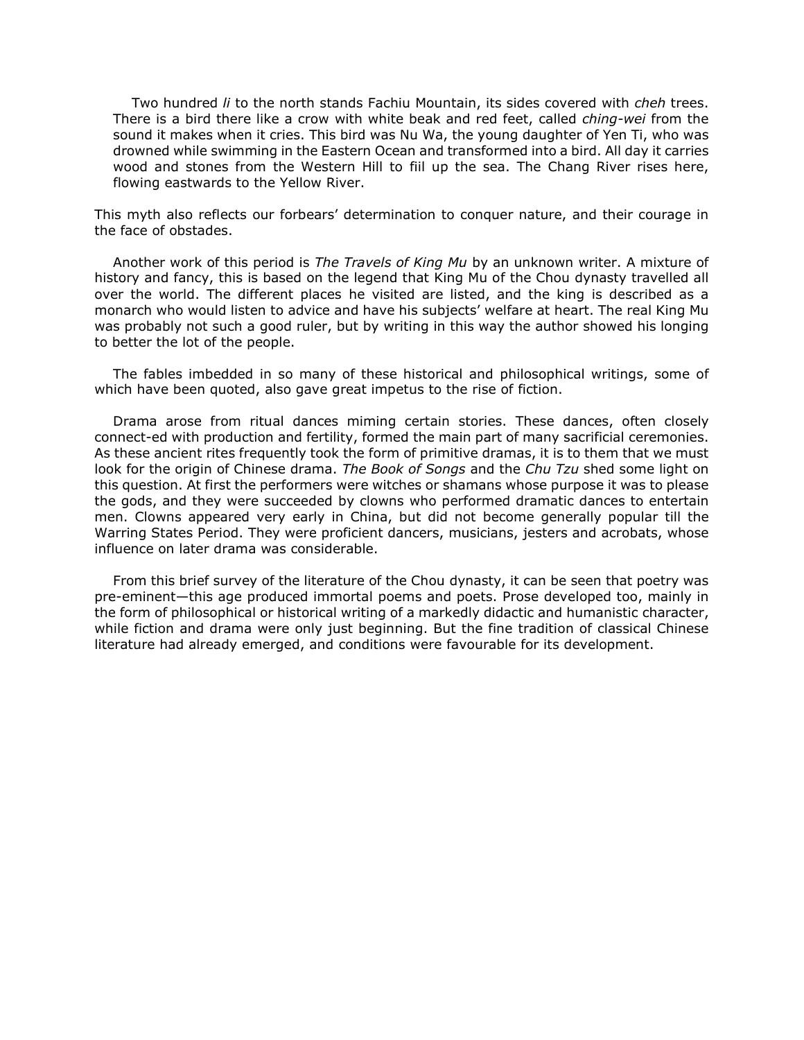> Two hundred *li* to the north stands Fachiu Mountain, its sides covered with *cheh* trees. There is a bird there like a crow with white beak and red feet, called *ching-wei* from the sound it makes when it cries. This bird was Nu Wa, the young daughter of Yen Ti, who was drowned while swimming in the Eastern Ocean and transformed into a bird. All day it carries wood and stones from the Western Hill to fiil up the sea. The Chang River rises here, flowing eastwards to the Yellow River.

This myth also reflects our forbears' determination to conquer nature, and their courage in the face of obstades.

Another work of this period is *The Travels of King Mu* by an unknown writer. A mixture of history and fancy, this is based on the legend that King Mu of the Chou dynasty travelled all over the world. The different places he visited are listed, and the king is described as a monarch who would listen to advice and have his subjects' welfare at heart. The real King Mu was probably not such a good ruler, but by writing in this way the author showed his longing to better the lot of the people.

The fables imbedded in so many of these historical and philosophical writings, some of which have been quoted, also gave great impetus to the rise of fiction.

Drama arose from ritual dances miming certain stories. These dances, often closely connect-ed with production and fertility, formed the main part of many sacrificial ceremonies. As these ancient rites frequently took the form of primitive dramas, it is to them that we must look for the origin of Chinese drama. *The Book of Songs* and the *Chu Tzu* shed some light on this question. At first the performers were witches or shamans whose purpose it was to please the gods, and they were succeeded by clowns who performed dramatic dances to entertain men. Clowns appeared very early in China, but did not become generally popular till the Warring States Period. They were proficient dancers, musicians, jesters and acrobats, whose influence on later drama was considerable.

From this brief survey of the literature of the Chou dynasty, it can be seen that poetry was pre-eminent—this age produced immortal poems and poets. Prose developed too, mainly in the form of philosophical or historical writing of a markedly didactic and humanistic character, while fiction and drama were only just beginning. But the fine tradition of classical Chinese literature had already emerged, and conditions were favourable for its development.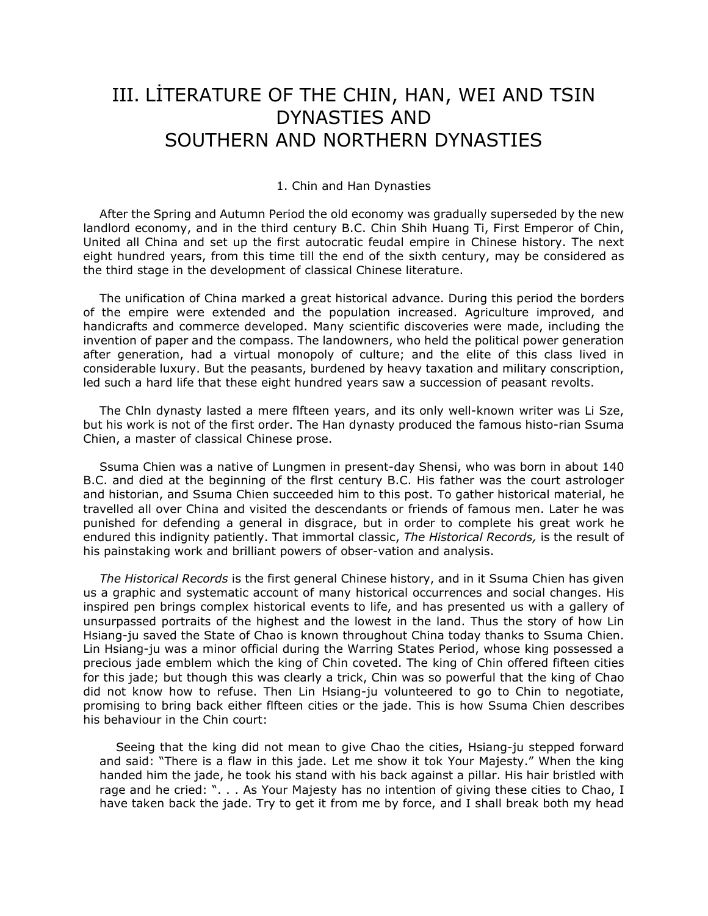# III. LİTERATURE OF THE CHIN, HAN, WEI AND TSIN DYNASTIES AND SOUTHERN AND NORTHERN DYNASTIES

## 1. Chin and Han Dynasties

After the Spring and Autumn Period the old economy was gradually superseded by the new landlord economy, and in the third century B.C. Chin Shih Huang Ti, First Emperor of Chin, United all China and set up the first autocratic feudal empire in Chinese history. The next eight hundred years, from this time till the end of the sixth century, may be considered as the third stage in the development of classical Chinese literature.

The unification of China marked a great historical advance. During this period the borders of the empire were extended and the population increased. Agriculture improved, and handicrafts and commerce developed. Many scientific discoveries were made, including the invention of paper and the compass. The landowners, who held the political power generation after generation, had a virtual monopoly of culture; and the elite of this class lived in considerable luxury. But the peasants, burdened by heavy taxation and military conscription, led such a hard life that these eight hundred years saw a succession of peasant revolts.

The Chln dynasty lasted a mere flfteen years, and its only well-known writer was Li Sze, but his work is not of the first order. The Han dynasty produced the famous histo-rian Ssuma Chien, a master of classical Chinese prose.

Ssuma Chien was a native of Lungmen in present-day Shensi, who was born in about 140 B.C. and died at the beginning of the flrst century B.C. His father was the court astrologer and historian, and Ssuma Chien succeeded him to this post. To gather historical material, he travelled all over China and visited the descendants or friends of famous men. Later he was punished for defending a general in disgrace, but in order to complete his great work he endured this indignity patiently. That immortal classic, *The Historical Records,* is the result of his painstaking work and brilliant powers of obser-vation and analysis.

*The Historical Records* is the first general Chinese history, and in it Ssuma Chien has given us a graphic and systematic account of many historical occurrences and social changes. His inspired pen brings complex historical events to life, and has presented us with a gallery of unsurpassed portraits of the highest and the lowest in the land. Thus the story of how Lin Hsiang-ju saved the State of Chao is known throughout China today thanks to Ssuma Chien. Lin Hsiang-ju was a minor official during the Warring States Period, whose king possessed a precious jade emblem which the king of Chin coveted. The king of Chin offered fifteen cities for this jade; but though this was clearly a trick, Chin was so powerful that the king of Chao did not know how to refuse. Then Lin Hsiang-ju volunteered to go to Chin to negotiate, promising to bring back either flfteen cities or the jade. This is how Ssuma Chien describes his behaviour in the Chin court:

> Seeing that the king did not mean to give Chao the cities, Hsiang-ju stepped forward and said: "There is a flaw in this jade. Let me show it tok Your Majesty." When the king handed him the jade, he took his stand with his back against a pillar. His hair bristled with rage and he cried: ". . . As Your Majesty has no intention of giving these cities to Chao, I have taken back the jade. Try to get it from me by force, and I shall break both my head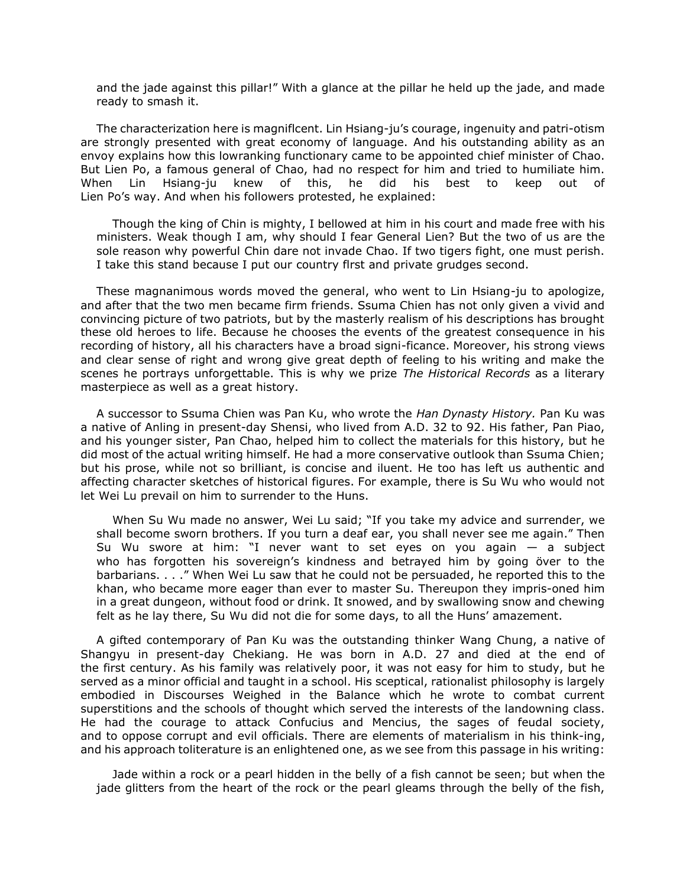and the jade against this pillar!" With a glance at the pillar he held up the jade, and made ready to smash it.

The characterization here is magniflcent. Lin Hsiang-ju's courage, ingenuity and patri-otism are strongly presented with great economy of language. And his outstanding ability as an envoy explains how this lowranking functionary came to be appointed chief minister of Chao. But Lien Po, a famous general of Chao, had no respect for him and tried to humiliate him. When Lin Hsiang-ju knew of this, he did his best to keep out of Lien Po's way. And when his followers protested, he explained:

> Though the king of Chin is mighty, I bellowed at him in his court and made free with his ministers. Weak though I am, why should I fear General Lien? But the two of us are the sole reason why powerful Chin dare not invade Chao. If two tigers fight, one must perish. I take this stand because I put our country flrst and private grudges second.

These magnanimous words moved the general, who went to Lin Hsiang-ju to apologize, and after that the two men became firm friends. Ssuma Chien has not only given a vivid and convincing picture of two patriots, but by the masterly realism of his descriptions has brought these old heroes to life. Because he chooses the events of the greatest consequence in his recording of history, all his characters have a broad signi-ficance. Moreover, his strong views and clear sense of right and wrong give great depth of feeling to his writing and make the scenes he portrays unforgettable. This is why we prize *The Historical Records* as a literary masterpiece as well as a great history.

A successor to Ssuma Chien was Pan Ku, who wrote the *Han Dynasty History.* Pan Ku was a native of Anling in present-day Shensi, who lived from A.D. 32 to 92. His father, Pan Piao, and his younger sister, Pan Chao, helped him to collect the materials for this history, but he did most of the actual writing himself. He had a more conservative outlook than Ssuma Chien; but his prose, while not so brilliant, is concise and iluent. He too has left us authentic and affecting character sketches of historical figures. For example, there is Su Wu who would not let Wei Lu prevail on him to surrender to the Huns.

> When Su Wu made no answer, Wei Lu said; "If you take my advice and surrender, we shall become sworn brothers. If you turn a deaf ear, you shall never see me again." Then Su Wu swore at him: "I never want to set eyes on you again — a subject who has forgotten his sovereign's kindness and betrayed him by going över to the barbarians. . . ." When Wei Lu saw that he could not be persuaded, he reported this to the khan, who became more eager than ever to master Su. Thereupon they impris-oned him in a great dungeon, without food or drink. It snowed, and by swallowing snow and chewing felt as he lay there, Su Wu did not die for some days, to all the Huns' amazement.

A gifted contemporary of Pan Ku was the outstanding thinker Wang Chung, a native of Shangyu in present-day Chekiang. He was born in A.D. 27 and died at the end of the first century. As his family was relatively poor, it was not easy for him to study, but he served as a minor official and taught in a school. His sceptical, rationalist philosophy is largely embodied in Discourses Weighed in the Balance which he wrote to combat current superstitions and the schools of thought which served the interests of the landowning class. He had the courage to attack Confucius and Mencius, the sages of feudal society, and to oppose corrupt and evil officials. There are elements of materialism in his think-ing, and his approach toliterature is an enlightened one, as we see from this passage in his writing:

> Jade within a rock or a pearl hidden in the belly of a fish cannot be seen; but when the jade glitters from the heart of the rock or the pearl gleams through the belly of the fish,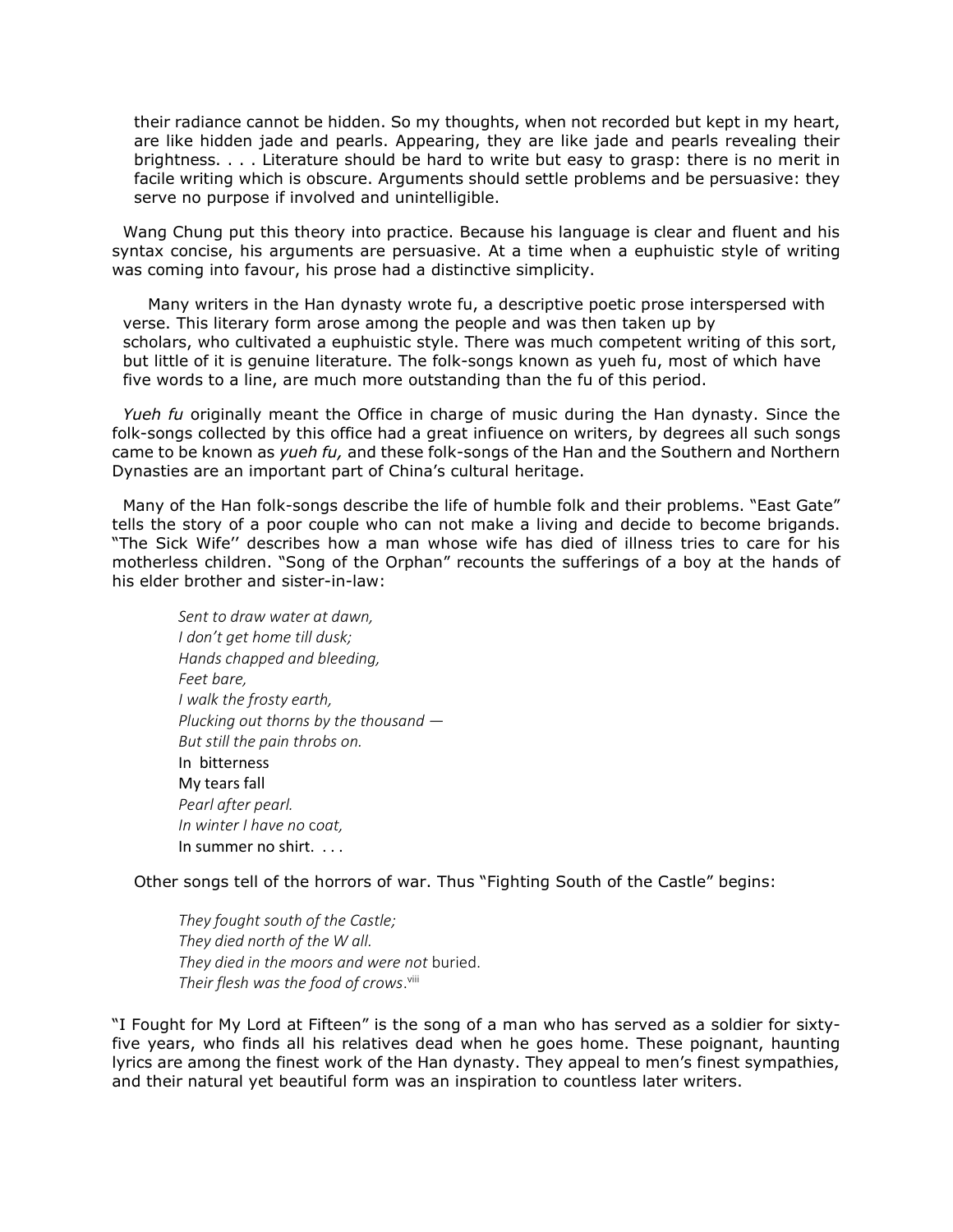their radiance cannot be hidden. So my thoughts, when not recorded but kept in my heart, are like hidden jade and pearls. Appearing, they are like jade and pearls revealing their brightness. . . . Literature should be hard to write but easy to grasp: there is no merit in facile writing which is obscure. Arguments should settle problems and be persuasive: they serve no purpose if involved and unintelligible.

Wang Chung put this theory into practice. Because his language is clear and fluent and his syntax concise, his arguments are persuasive. At a time when a euphuistic style of writing was coming into favour, his prose had a distinctive simplicity.

Many writers in the Han dynasty wrote fu, a descriptive poetic prose interspersed with verse. This literary form arose among the people and was then taken up by scholars, who cultivated a euphuistic style. There was much competent writing of this sort, but little of it is genuine literature. The folk-songs known as yueh fu, most of which have five words to a line, are much more outstanding than the fu of this period.

*Yueh fu* originally meant the Office in charge of music during the Han dynasty. Since the folk-songs collected by this office had a great infiuence on writers, by degrees all such songs came to be known as *yueh fu,* and these folk-songs of the Han and the Southern and Northern Dynasties are an important part of China's cultural heritage.

Many of the Han folk-songs describe the life of humble folk and their problems. "East Gate" tells the story of a poor couple who can not make a living and decide to become brigands. "The Sick Wife'' describes how a man whose wife has died of illness tries to care for his motherless children. "Song of the Orphan" recounts the sufferings of a boy at the hands of his elder brother and sister-in-law:

> *Sent to draw water at dawn,*
> *I don't get home till dusk;*
> *Hands chapped and bleeding,*
> *Feet bare,*
> *I walk the frosty earth,*
> *Plucking out thorns by the thousand —*
> *But still the pain throbs on.*
> In bitterness
> My tears fall
> *Pearl after pearl.*
> *In winter I have no coat,*
> In summer no shirt. . . .

Other songs tell of the horrors of war. Thus "Fighting South of the Castle" begins:

> *They fought south of the Castle;*
> *They died north of the W all.*
> *They died in the moors and were not* buried.
> *Their flesh was the food of crows.*[viii]

"I Fought for My Lord at Fifteen" is the song of a man who has served as a soldier for sixty-five years, who finds all his relatives dead when he goes home. These poignant, haunting lyrics are among the finest work of the Han dynasty. They appeal to men's finest sympathies, and their natural yet beautiful form was an inspiration to countless later writers.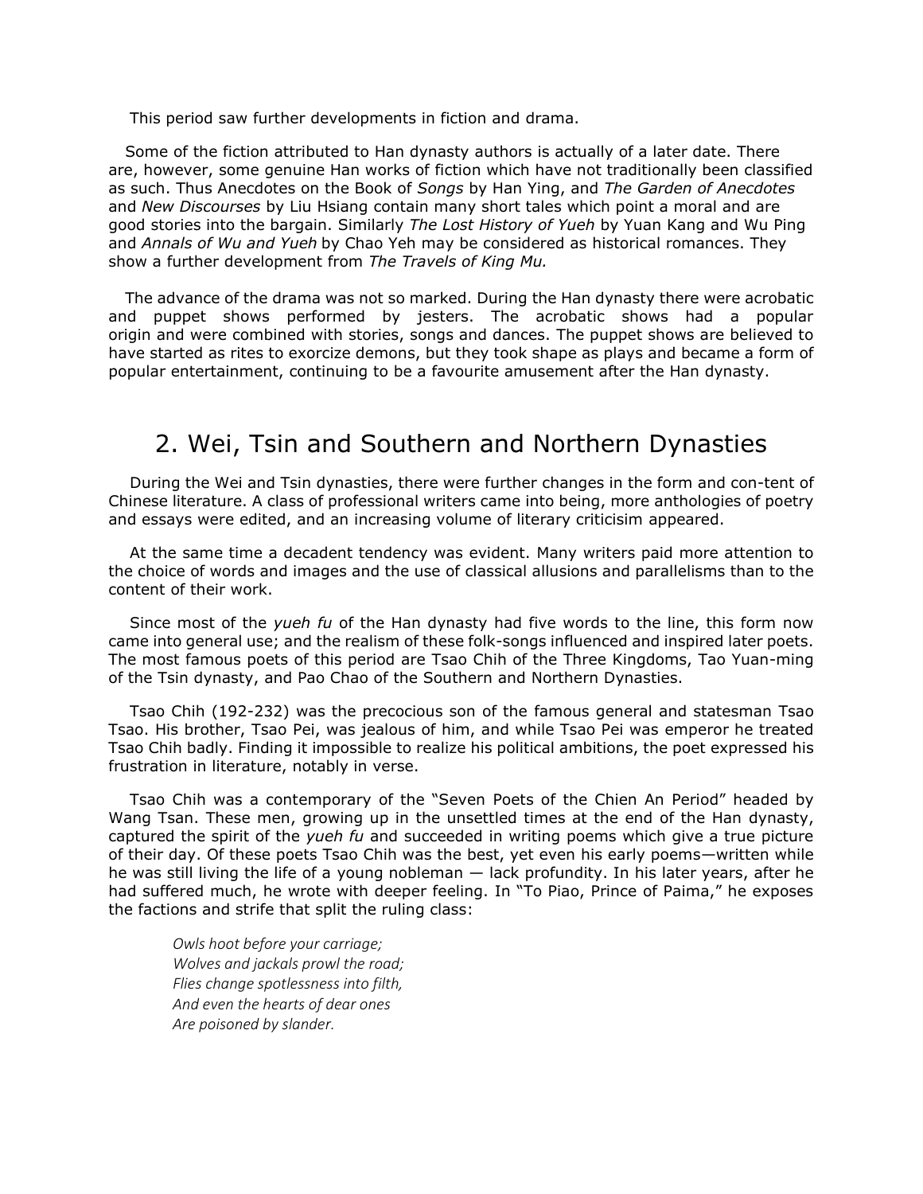This period saw further developments in fiction and drama.

Some of the fiction attributed to Han dynasty authors is actually of a later date. There are, however, some genuine Han works of fiction which have not traditionally been classified as such. Thus Anecdotes on the Book of *Songs* by Han Ying, and *The Garden of Anecdotes* and *New Discourses* by Liu Hsiang contain many short tales which point a moral and are good stories into the bargain. Similarly *The Lost History of Yueh* by Yuan Kang and Wu Ping and *Annals of Wu and Yueh* by Chao Yeh may be considered as historical romances. They show a further development from *The Travels of King Mu.*

The advance of the drama was not so marked. During the Han dynasty there were acrobatic and puppet shows performed by jesters. The acrobatic shows had a popular origin and were combined with stories, songs and dances. The puppet shows are believed to have started as rites to exorcize demons, but they took shape as plays and became a form of popular entertainment, continuing to be a favourite amusement after the Han dynasty.

## 2. Wei, Tsin and Southern and Northern Dynasties

During the Wei and Tsin dynasties, there were further changes in the form and con-tent of Chinese literature. A class of professional writers came into being, more anthologies of poetry and essays were edited, and an increasing volume of literary criticisim appeared.

At the same time a decadent tendency was evident. Many writers paid more attention to the choice of words and images and the use of classical allusions and parallelisms than to the content of their work.

Since most of the *yueh fu* of the Han dynasty had five words to the line, this form now came into general use; and the realism of these folk-songs influenced and inspired later poets. The most famous poets of this period are Tsao Chih of the Three Kingdoms, Tao Yuan-ming of the Tsin dynasty, and Pao Chao of the Southern and Northern Dynasties.

Tsao Chih (192-232) was the precocious son of the famous general and statesman Tsao Tsao. His brother, Tsao Pei, was jealous of him, and while Tsao Pei was emperor he treated Tsao Chih badly. Finding it impossible to realize his political ambitions, the poet expressed his frustration in literature, notably in verse.

Tsao Chih was a contemporary of the "Seven Poets of the Chien An Period" headed by Wang Tsan. These men, growing up in the unsettled times at the end of the Han dynasty, captured the spirit of the *yueh fu* and succeeded in writing poems which give a true picture of their day. Of these poets Tsao Chih was the best, yet even his early poems—written while he was still living the life of a young nobleman — lack profundity. In his later years, after he had suffered much, he wrote with deeper feeling. In "To Piao, Prince of Paima," he exposes the factions and strife that split the ruling class:

> *Owls hoot before your carriage;*
> *Wolves and jackals prowl the road;*
> *Flies change spotlessness into filth,*
> *And even the hearts of dear ones*
> *Are poisoned by slander.*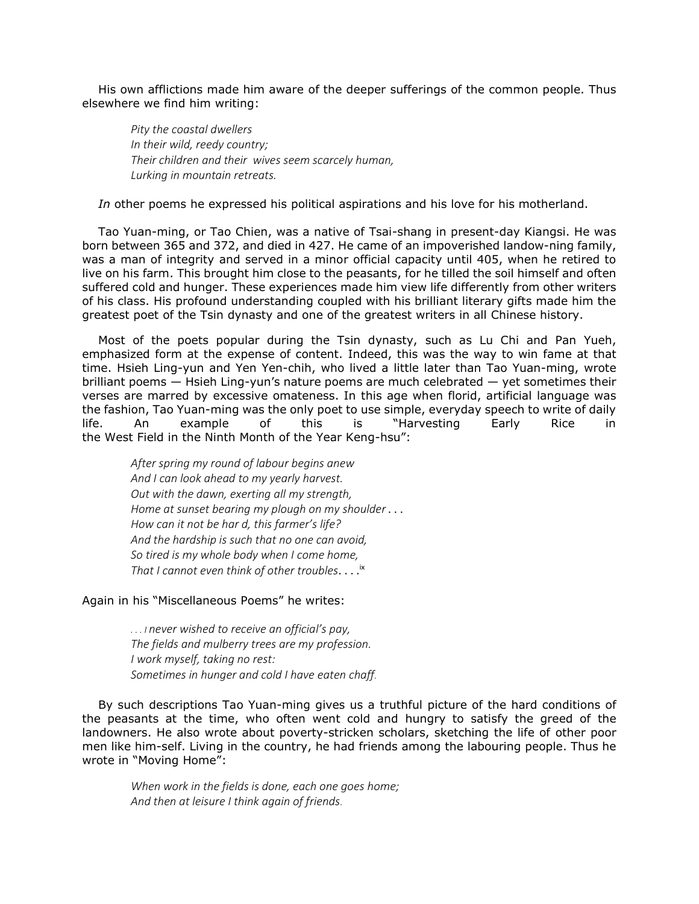His own afflictions made him aware of the deeper sufferings of the common people. Thus elsewhere we find him writing:

> *Pity the coastal dwellers*
> *In their wild, reedy country;*
> *Their children and their wives seem scarcely human,*
> *Lurking in mountain retreats.*

*In* other poems he expressed his political aspirations and his love for his motherland.

Tao Yuan-ming, or Tao Chien, was a native of Tsai-shang in present-day Kiangsi. He was born between 365 and 372, and died in 427. He came of an impoverished landow-ning family, was a man of integrity and served in a minor official capacity until 405, when he retired to live on his farm. This brought him close to the peasants, for he tilled the soil himself and often suffered cold and hunger. These experiences made him view life differently from other writers of his class. His profound understanding coupled with his brilliant literary gifts made him the greatest poet of the Tsin dynasty and one of the greatest writers in all Chinese history.

Most of the poets popular during the Tsin dynasty, such as Lu Chi and Pan Yueh, emphasized form at the expense of content. Indeed, this was the way to win fame at that time. Hsieh Ling-yun and Yen Yen-chih, who lived a little later than Tao Yuan-ming, wrote brilliant poems — Hsieh Ling-yun's nature poems are much celebrated — yet sometimes their verses are marred by excessive omateness. In this age when florid, artificial language was the fashion, Tao Yuan-ming was the only poet to use simple, everyday speech to write of daily life. An example of this is "Harvesting Early Rice in the West Field in the Ninth Month of the Year Keng-hsu":

> *After spring my round of labour begins anew*
> *And I can look ahead to my yearly harvest.*
> *Out with the dawn, exerting all my strength,*
> *Home at sunset bearing my plough on my shoulder . . .*
> *How can it not be har d, this farmer's life?*
> *And the hardship is such that no one can avoid,*
> *So tired is my whole body when I come home,*
> *That I cannot even think of other troubles. . . .*[ix]

Again in his "Miscellaneous Poems" he writes:

> *. . . I never wished to receive an official's pay,*
> *The fields and mulberry trees are my profession.*
> *I work myself, taking no rest:*
> *Sometimes in hunger and cold I have eaten chaff.*

By such descriptions Tao Yuan-ming gives us a truthful picture of the hard conditions of the peasants at the time, who often went cold and hungry to satisfy the greed of the landowners. He also wrote about poverty-stricken scholars, sketching the life of other poor men like him-self. Living in the country, he had friends among the labouring people. Thus he wrote in "Moving Home":

> *When work in the fields is done, each one goes home;*
> *And then at leisure I think again of friends.*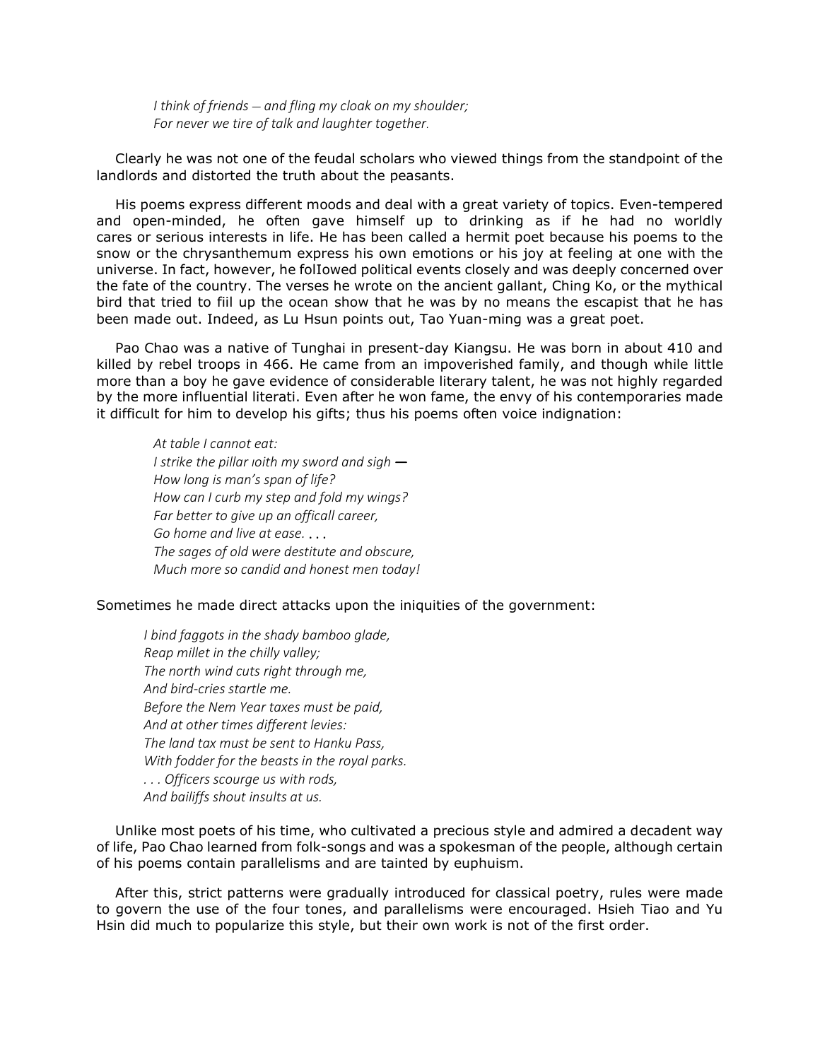*I think of friends — and fling my cloak on my shoulder;*
*For never we tire of talk and laughter together.*

Clearly he was not one of the feudal scholars who viewed things from the standpoint of the landlords and distorted the truth about the peasants.

His poems express different moods and deal with a great variety of topics. Even-tempered and open-minded, he often gave himself up to drinking as if he had no worldly cares or serious interests in life. He has been called a hermit poet because his poems to the snow or the chrysanthemum express his own emotions or his joy at feeling at one with the universe. In fact, however, he folIowed political events closely and was deeply concerned over the fate of the country. The verses he wrote on the ancient gallant, Ching Ko, or the mythical bird that tried to fiil up the ocean show that he was by no means the escapist that he has been made out. Indeed, as Lu Hsun points out, Tao Yuan-ming was a great poet.

Pao Chao was a native of Tunghai in present-day Kiangsu. He was born in about 410 and killed by rebel troops in 466. He came from an impoverished family, and though while little more than a boy he gave evidence of considerable literary talent, he was not highly regarded by the more influential literati. Even after he won fame, the envy of his contemporaries made it difficult for him to develop his gifts; thus his poems often voice indignation:

*At table I cannot eat:*
*I strike the pillar ıoith my sword and sigh —*
*How long is man's span of life?*
*How can I curb my step and fold my wings?*
*Far better to give up an officall career,*
*Go home and live at ease. . . .*
*The sages of old were destitute and obscure,*
*Much more so candid and honest men today!*

Sometimes he made direct attacks upon the iniquities of the government:

*I bind faggots in the shady bamboo glade,*
*Reap millet in the chilly valley;*
*The north wind cuts right through me,*
*And bird-cries startle me.*
*Before the Nem Year taxes must be paid,*
*And at other times different levies:*
*The land tax must be sent to Hanku Pass,*
*With fodder for the beasts in the royal parks.*
*. . . Officers scourge us with rods,*
*And bailiffs shout insults at us.*

Unlike most poets of his time, who cultivated a precious style and admired a decadent way of life, Pao Chao learned from folk-songs and was a spokesman of the people, although certain of his poems contain parallelisms and are tainted by euphuism.

After this, strict patterns were gradually introduced for classical poetry, rules were made to govern the use of the four tones, and parallelisms were encouraged. Hsieh Tiao and Yu Hsin did much to popularize this style, but their own work is not of the first order.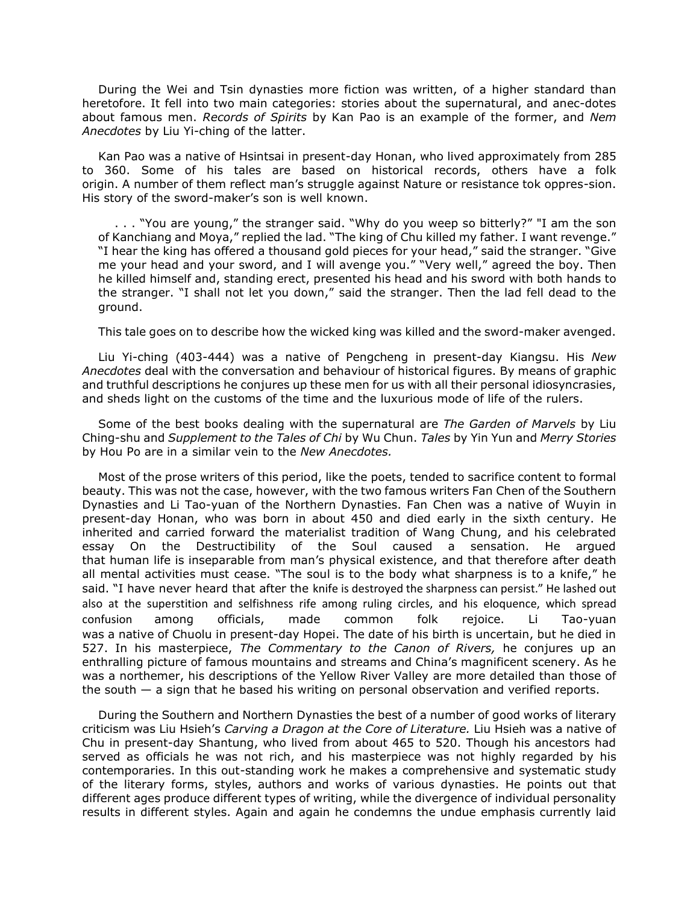During the Wei and Tsin dynasties more fiction was written, of a higher standard than heretofore. It fell into two main categories: stories about the supernatural, and anec-dotes about famous men. *Records of Spirits* by Kan Pao is an example of the former, and *Nem Anecdotes* by Liu Yi-ching of the latter.

Kan Pao was a native of Hsintsai in present-day Honan, who lived approximately from 285 to 360. Some of his tales are based on historical records, others have a folk origin. A number of them reflect man's struggle against Nature or resistance tok oppres-sion. His story of the sword-maker's son is well known.

> . . . "You are young," the stranger said. "Why do you weep so bitterly?" "I am the son of Kanchiang and Moya," replied the lad. "The king of Chu killed my father. I want revenge." "I hear the king has offered a thousand gold pieces for your head," said the stranger. "Give me your head and your sword, and I will avenge you." "Very well," agreed the boy. Then he killed himself and, standing erect, presented his head and his sword with both hands to the stranger. "I shall not let you down," said the stranger. Then the lad fell dead to the ground.

This tale goes on to describe how the wicked king was killed and the sword-maker avenged.

Liu Yi-ching (403-444) was a native of Pengcheng in present-day Kiangsu. His *New Anecdotes* deal with the conversation and behaviour of historical figures. By means of graphic and truthful descriptions he conjures up these men for us with all their personal idiosyncrasies, and sheds light on the customs of the time and the luxurious mode of life of the rulers.

Some of the best books dealing with the supernatural are *The Garden of Marvels* by Liu Ching-shu and *Supplement to the Tales of Chi* by Wu Chun. *Tales* by Yin Yun and *Merry Stories* by Hou Po are in a similar vein to the *New Anecdotes.*

Most of the prose writers of this period, like the poets, tended to sacrifice content to formal beauty. This was not the case, however, with the two famous writers Fan Chen of the Southern Dynasties and Li Tao-yuan of the Northern Dynasties. Fan Chen was a native of Wuyin in present-day Honan, who was born in about 450 and died early in the sixth century. He inherited and carried forward the materialist tradition of Wang Chung, and his celebrated essay On the Destructibility of the Soul caused a sensation. He argued that human life is inseparable from man's physical existence, and that therefore after death all mental activities must cease. "The soul is to the body what sharpness is to a knife," he said. "I have never heard that after the knife is destroyed the sharpness can persist." He lashed out also at the superstition and selfishness rife among ruling circles, and his eloquence, which spread confusion among officials, made common folk rejoice. Li Tao-yuan was a native of Chuolu in present-day Hopei. The date of his birth is uncertain, but he died in 527. In his masterpiece, *The Commentary to the Canon of Rivers,* he conjures up an enthralling picture of famous mountains and streams and China's magnificent scenery. As he was a northemer, his descriptions of the Yellow River Valley are more detailed than those of the south — a sign that he based his writing on personal observation and verified reports.

During the Southern and Northern Dynasties the best of a number of good works of literary criticism was Liu Hsieh's *Carving a Dragon at the Core of Literature.* Liu Hsieh was a native of Chu in present-day Shantung, who lived from about 465 to 520. Though his ancestors had served as officials he was not rich, and his masterpiece was not highly regarded by his contemporaries. In this out-standing work he makes a comprehensive and systematic study of the literary forms, styles, authors and works of various dynasties. He points out that different ages produce different types of writing, while the divergence of individual personality results in different styles. Again and again he condemns the undue emphasis currently laid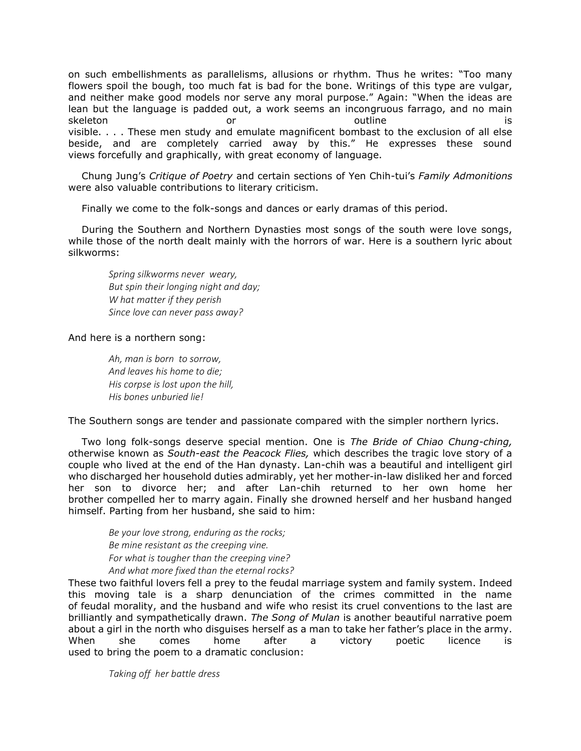on such embellishments as parallelisms, allusions or rhythm. Thus he writes: "Too many flowers spoil the bough, too much fat is bad for the bone. Writings of this type are vulgar, and neither make good models nor serve any moral purpose." Again: "When the ideas are lean but the language is padded out, a work seems an incongruous farrago, and no main skeleton or outline is visible. . . . These men study and emulate magnificent bombast to the exclusion of all else beside, and are completely carried away by this." He expresses these sound views forcefully and graphically, with great economy of language.

Chung Jung's *Critique of Poetry* and certain sections of Yen Chih-tui's *Family Admonitions* were also valuable contributions to literary criticism.

Finally we come to the folk-songs and dances or early dramas of this period.

During the Southern and Northern Dynasties most songs of the south were love songs, while those of the north dealt mainly with the horrors of war. Here is a southern lyric about silkworms:

> *Spring silkworms never weary,*
> *But spin their longing night and day;*
> *What matter if they perish*
> *Since love can never pass away?*

And here is a northern song:

> *Ah, man is born to sorrow,*
> *And leaves his home to die;*
> *His corpse is lost upon the hill,*
> *His bones unburied lie!*

The Southern songs are tender and passionate compared with the simpler northern lyrics.

Two long folk-songs deserve special mention. One is *The Bride of Chiao Chung-ching,* otherwise known as *South-east the Peacock Flies,* which describes the tragic love story of a couple who lived at the end of the Han dynasty. Lan-chih was a beautiful and intelligent girl who discharged her household duties admirably, yet her mother-in-law disliked her and forced her son to divorce her; and after Lan-chih returned to her own home her brother compelled her to marry again. Finally she drowned herself and her husband hanged himself. Parting from her husband, she said to him:

> *Be your love strong, enduring as the rocks;*
> *Be mine resistant as the creeping vine.*
> *For what is tougher than the creeping vine?*
> *And what more fixed than the eternal rocks?*

These two faithful lovers fell a prey to the feudal marriage system and family system. Indeed this moving tale is a sharp denunciation of the crimes committed in the name of feudal morality, and the husband and wife who resist its cruel conventions to the last are brilliantly and sympathetically drawn. *The Song of Mulan* is another beautiful narrative poem about a girl in the north who disguises herself as a man to take her father's place in the army. When she comes home after a victory poetic licence is used to bring the poem to a dramatic conclusion:

> *Taking off her battle dress*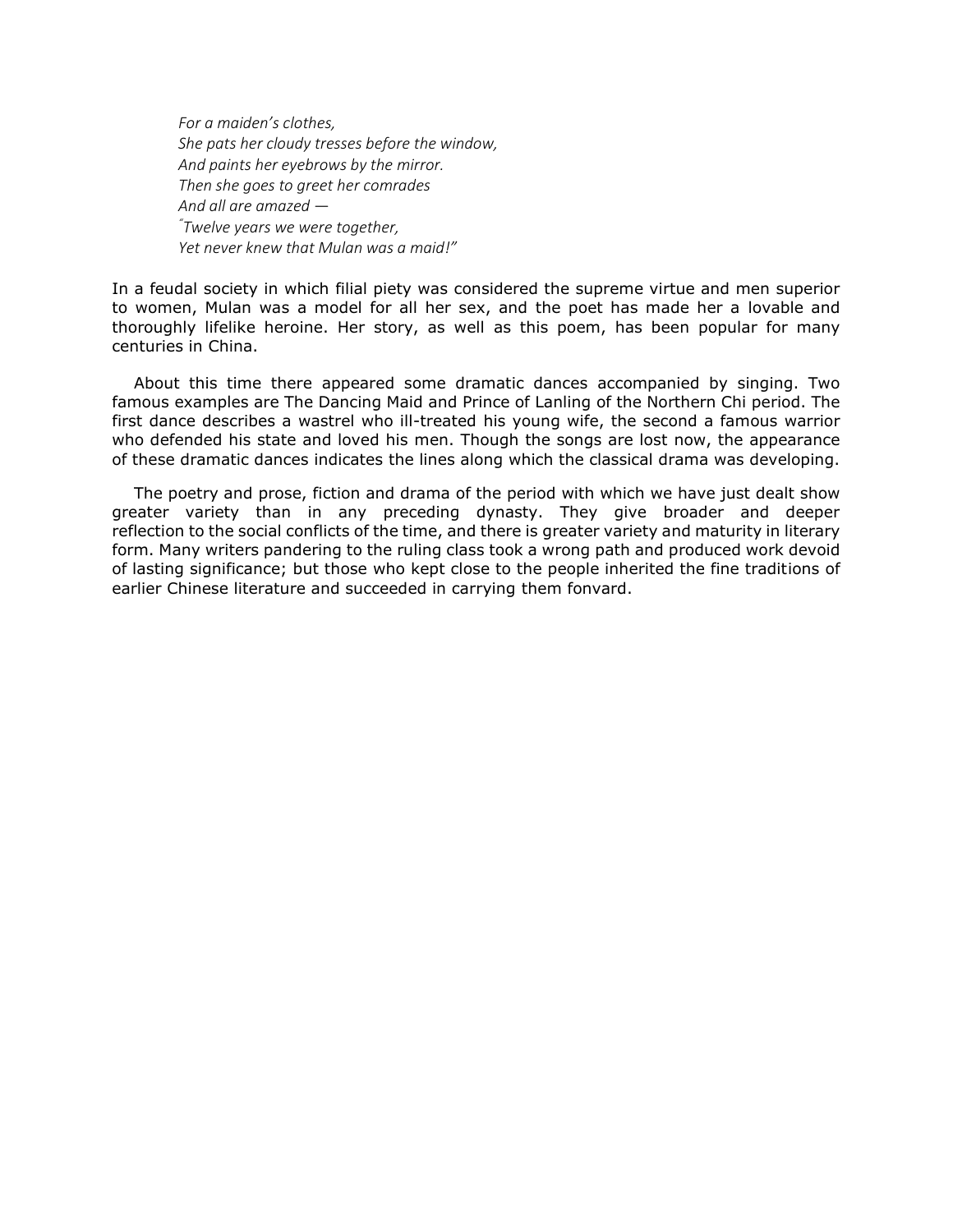*For a maiden's clothes,*  
*She pats her cloudy tresses before the window,*  
*And paints her eyebrows by the mirror.*  
*Then she goes to greet her comrades*  
*And all are amazed —*  
*"Twelve years we were together,*  
*Yet never knew that Mulan was a maid!"*

In a feudal society in which filial piety was considered the supreme virtue and men superior to women, Mulan was a model for all her sex, and the poet has made her a lovable and thoroughly lifelike heroine. Her story, as well as this poem, has been popular for many centuries in China.

About this time there appeared some dramatic dances accompanied by singing. Two famous examples are The Dancing Maid and Prince of Lanling of the Northern Chi period. The first dance describes a wastrel who ill-treated his young wife, the second a famous warrior who defended his state and loved his men. Though the songs are lost now, the appearance of these dramatic dances indicates the lines along which the classical drama was developing.

The poetry and prose, fiction and drama of the period with which we have just dealt show greater variety than in any preceding dynasty. They give broader and deeper reflection to the social conflicts of the time, and there is greater variety and maturity in literary form. Many writers pandering to the ruling class took a wrong path and produced work devoid of lasting significance; but those who kept close to the people inherited the fine traditions of earlier Chinese literature and succeeded in carrying them fonvard.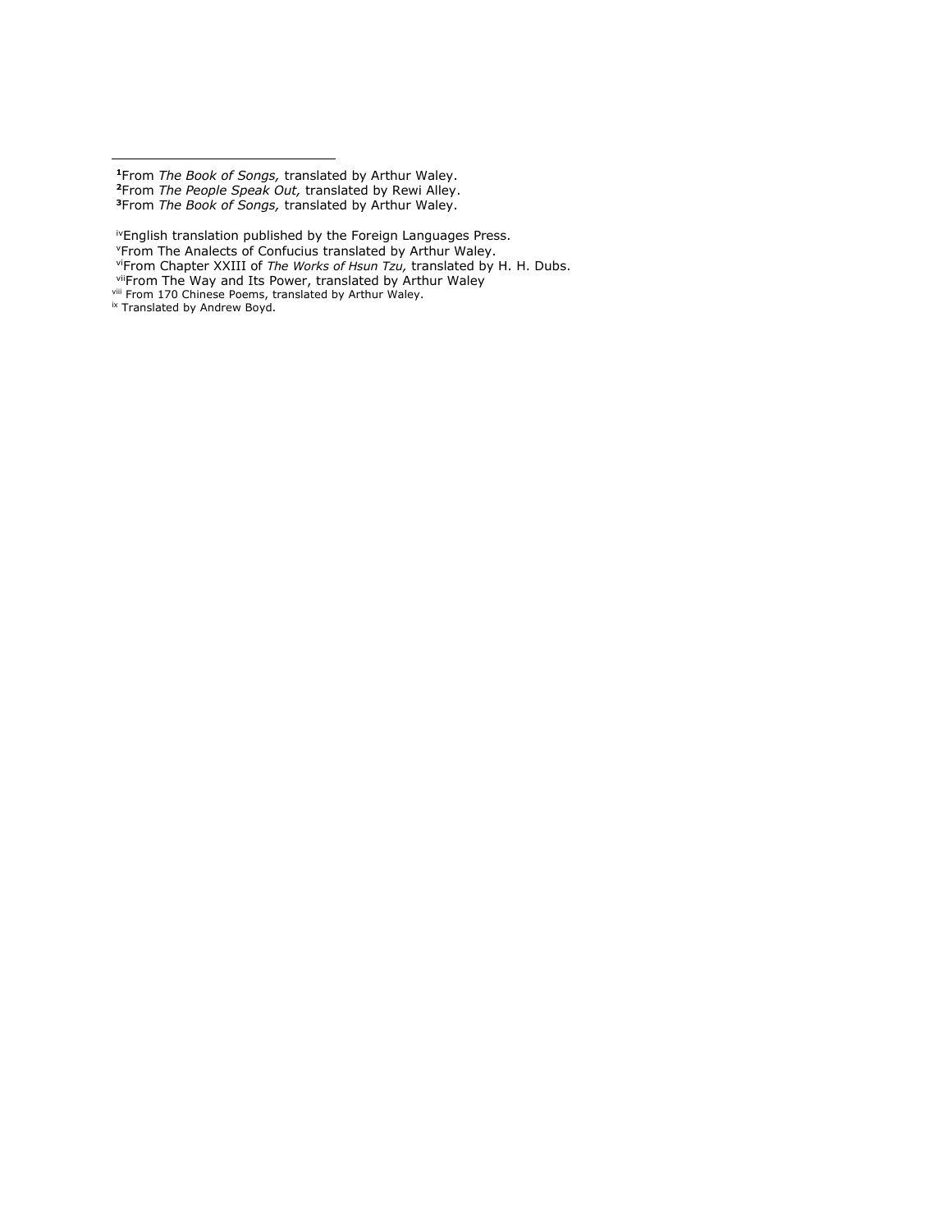---

[1] From *The Book of Songs,* translated by Arthur Waley.
[2] From *The People Speak Out,* translated by Rewi Alley.
[3] From *The Book of Songs,* translated by Arthur Waley.

[iv] English translation published by the Foreign Languages Press.
[v] From The Analects of Confucius translated by Arthur Waley.
[vi] From Chapter XXIII of *The Works of Hsun Tzu,* translated by H. H. Dubs.
[vii] From The Way and Its Power, translated by Arthur Waley
[viii] From 170 Chinese Poems, translated by Arthur Waley.
[ix] Translated by Andrew Boyd.